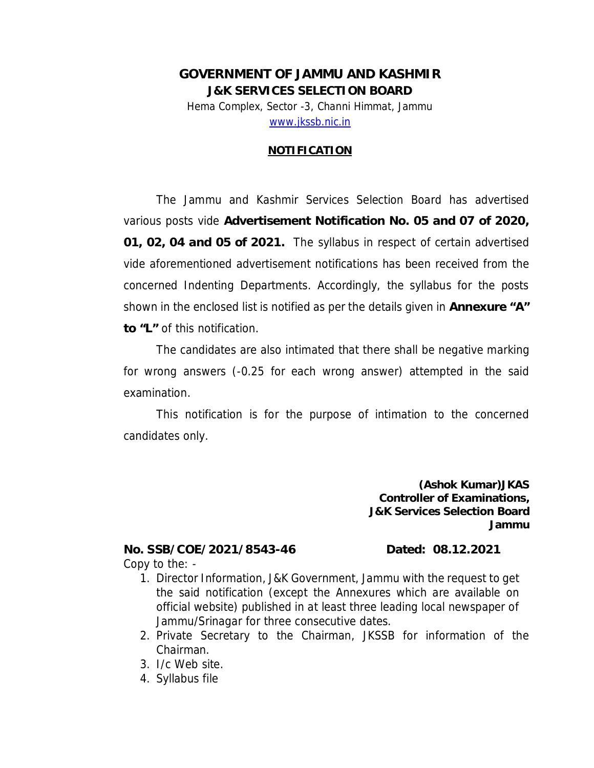# GOVERNMENT OF JAMMU AND KASHMIR
## J&K SERVICES SELECTION BOARD

Hema Complex, Sector -3, Channi Himmat, Jammu
www.jkssb.nic.in

**NOTIFICATION**

The Jammu and Kashmir Services Selection Board has advertised various posts vide **Advertisement Notification No. 05 and 07 of 2020, 01, 02, 04 and 05 of 2021.** The syllabus in respect of certain advertised vide aforementioned advertisement notifications has been received from the concerned Indenting Departments. Accordingly, the syllabus for the posts shown in the enclosed list is notified as per the details given in **Annexure "A" to "L"** of this notification.

The candidates are also intimated that there shall be negative marking for wrong answers (-0.25 for each wrong answer) attempted in the said examination.

This notification is for the purpose of intimation to the concerned candidates only.

**(Ashok Kumar)JKAS**
**Controller of Examinations,**
**J&K Services Selection Board**
**Jammu**

**No. SSB/COE/2021/8543-46** **Dated: 08.12.2021**

Copy to the: -

1. Director Information, J&K Government, Jammu with the request to get the said notification (except the Annexures which are available on official website) published in at least three leading local newspaper of Jammu/Srinagar for three consecutive dates.
2. Private Secretary to the Chairman, JKSSB for information of the Chairman.
3. I/c Web site.
4. Syllabus file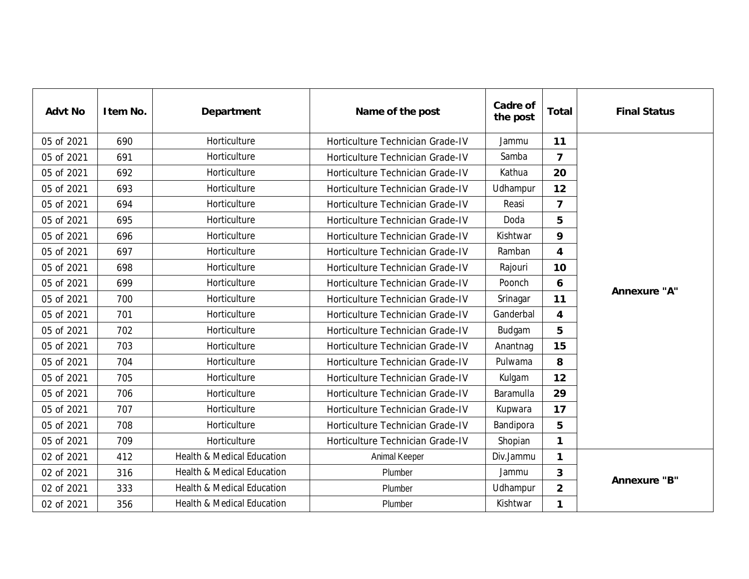| Advt No | Item No. | Department | Name of the post | Cadre of the post | Total | Final Status |
|---|---|---|---|---|---|---|
| 05 of 2021 | 690 | Horticulture | Horticulture Technician Grade-IV | Jammu | **11** | **Annexure "A"** |
| 05 of 2021 | 691 | Horticulture | Horticulture Technician Grade-IV | Samba | **7** | |
| 05 of 2021 | 692 | Horticulture | Horticulture Technician Grade-IV | Kathua | **20** | |
| 05 of 2021 | 693 | Horticulture | Horticulture Technician Grade-IV | Udhampur | **12** | |
| 05 of 2021 | 694 | Horticulture | Horticulture Technician Grade-IV | Reasi | **7** | |
| 05 of 2021 | 695 | Horticulture | Horticulture Technician Grade-IV | Doda | **5** | |
| 05 of 2021 | 696 | Horticulture | Horticulture Technician Grade-IV | Kishtwar | **9** | |
| 05 of 2021 | 697 | Horticulture | Horticulture Technician Grade-IV | Ramban | **4** | |
| 05 of 2021 | 698 | Horticulture | Horticulture Technician Grade-IV | Rajouri | **10** | |
| 05 of 2021 | 699 | Horticulture | Horticulture Technician Grade-IV | Poonch | **6** | |
| 05 of 2021 | 700 | Horticulture | Horticulture Technician Grade-IV | Srinagar | **11** | |
| 05 of 2021 | 701 | Horticulture | Horticulture Technician Grade-IV | Ganderbal | **4** | |
| 05 of 2021 | 702 | Horticulture | Horticulture Technician Grade-IV | Budgam | **5** | |
| 05 of 2021 | 703 | Horticulture | Horticulture Technician Grade-IV | Anantnag | **15** | |
| 05 of 2021 | 704 | Horticulture | Horticulture Technician Grade-IV | Pulwama | **8** | |
| 05 of 2021 | 705 | Horticulture | Horticulture Technician Grade-IV | Kulgam | **12** | |
| 05 of 2021 | 706 | Horticulture | Horticulture Technician Grade-IV | Baramulla | **29** | |
| 05 of 2021 | 707 | Horticulture | Horticulture Technician Grade-IV | Kupwara | **17** | |
| 05 of 2021 | 708 | Horticulture | Horticulture Technician Grade-IV | Bandipora | **5** | |
| 05 of 2021 | 709 | Horticulture | Horticulture Technician Grade-IV | Shopian | **1** | |
| 02 of 2021 | 412 | Health & Medical Education | Animal Keeper | Div.Jammu | **1** | **Annexure "B"** |
| 02 of 2021 | 316 | Health & Medical Education | Plumber | Jammu | **3** | |
| 02 of 2021 | 333 | Health & Medical Education | Plumber | Udhampur | **2** | |
| 02 of 2021 | 356 | Health & Medical Education | Plumber | Kishtwar | **1** | |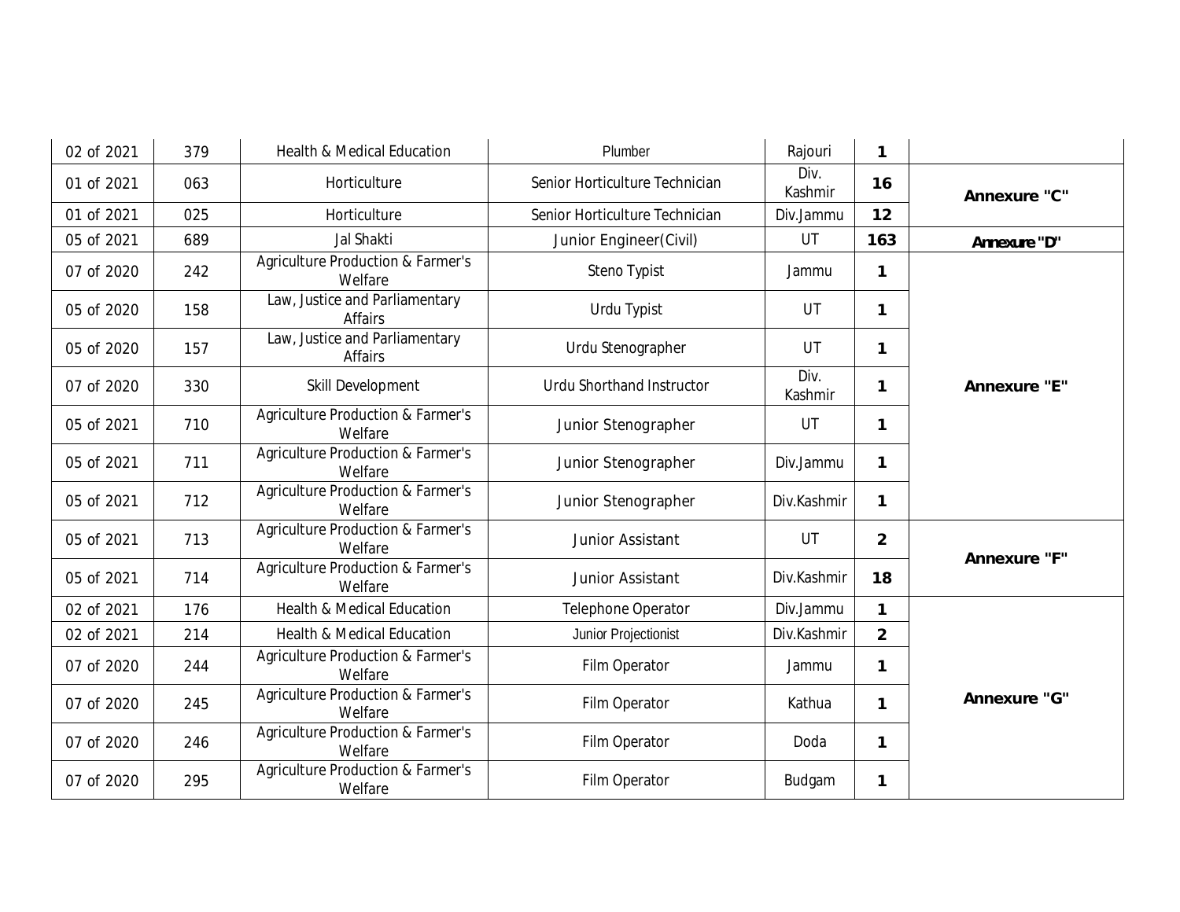| | | | | | | |
|---|---|---|---|---|---|---|
| 02 of 2021 | 379 | Health & Medical Education | Plumber | Rajouri | **1** | |
| 01 of 2021 | 063 | Horticulture | Senior Horticulture Technician | Div. Kashmir | **16** | **Annexure "C"** |
| 01 of 2021 | 025 | Horticulture | Senior Horticulture Technician | Div.Jammu | **12** | |
| 05 of 2021 | 689 | Jal Shakti | Junior Engineer(Civil) | UT | **163** | **Annexure "D"** |
| 07 of 2020 | 242 | Agriculture Production & Farmer's Welfare | Steno Typist | Jammu | **1** | **Annexure "E"** |
| 05 of 2020 | 158 | Law, Justice and Parliamentary Affairs | Urdu Typist | UT | **1** | |
| 05 of 2020 | 157 | Law, Justice and Parliamentary Affairs | Urdu Stenographer | UT | **1** | |
| 07 of 2020 | 330 | Skill Development | Urdu Shorthand Instructor | Div. Kashmir | **1** | |
| 05 of 2021 | 710 | Agriculture Production & Farmer's Welfare | Junior Stenographer | UT | **1** | |
| 05 of 2021 | 711 | Agriculture Production & Farmer's Welfare | Junior Stenographer | Div.Jammu | **1** | |
| 05 of 2021 | 712 | Agriculture Production & Farmer's Welfare | Junior Stenographer | Div.Kashmir | **1** | |
| 05 of 2021 | 713 | Agriculture Production & Farmer's Welfare | Junior Assistant | UT | **2** | **Annexure "F"** |
| 05 of 2021 | 714 | Agriculture Production & Farmer's Welfare | Junior Assistant | Div.Kashmir | **18** | |
| 02 of 2021 | 176 | Health & Medical Education | Telephone Operator | Div.Jammu | **1** | **Annexure "G"** |
| 02 of 2021 | 214 | Health & Medical Education | Junior Projectionist | Div.Kashmir | **2** | |
| 07 of 2020 | 244 | Agriculture Production & Farmer's Welfare | Film Operator | Jammu | **1** | |
| 07 of 2020 | 245 | Agriculture Production & Farmer's Welfare | Film Operator | Kathua | **1** | |
| 07 of 2020 | 246 | Agriculture Production & Farmer's Welfare | Film Operator | Doda | **1** | |
| 07 of 2020 | 295 | Agriculture Production & Farmer's Welfare | Film Operator | Budgam | **1** | |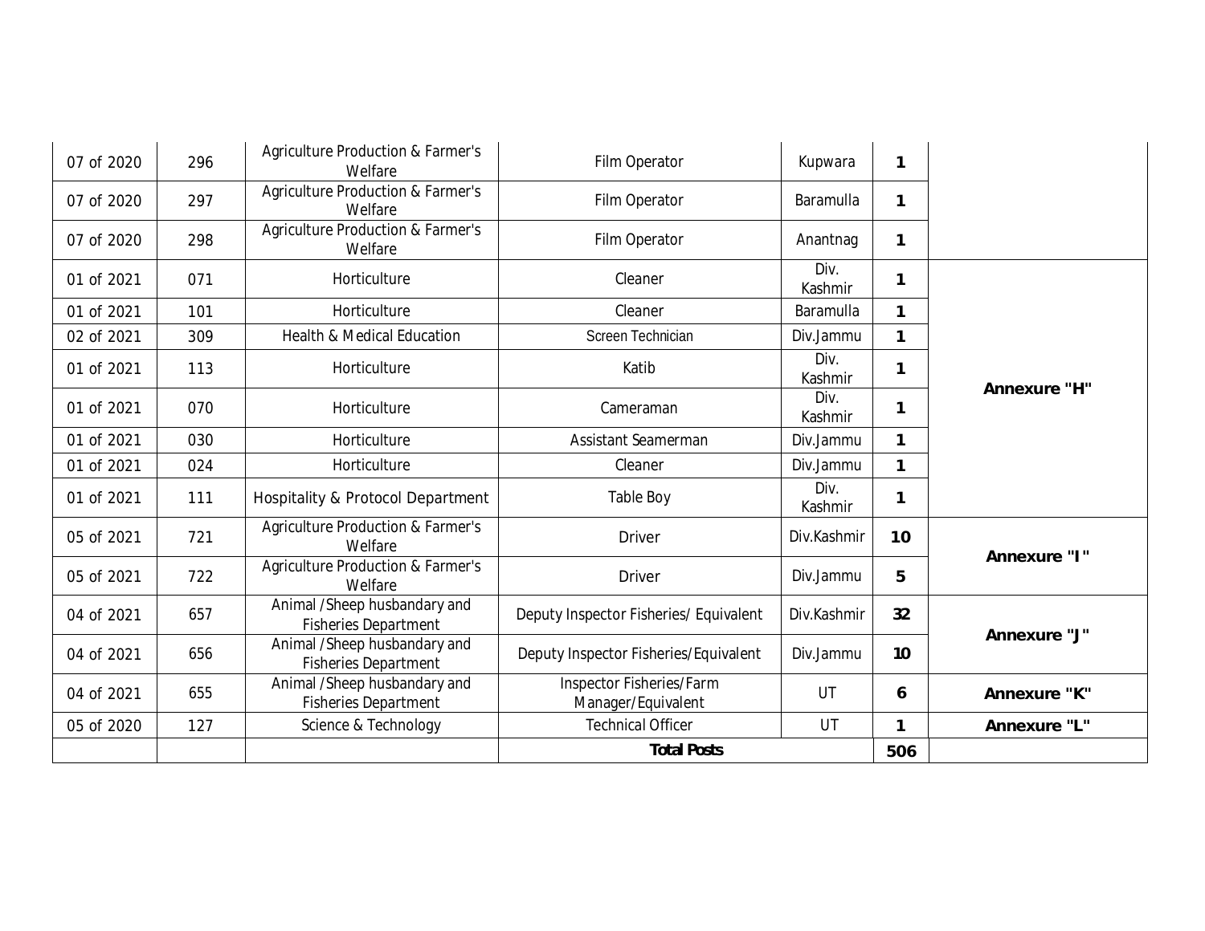| | | | | | | |
|---|---|---|---|---|---|---|
| 07 of 2020 | 296 | Agriculture Production & Farmer's Welfare | Film Operator | Kupwara | 1 | |
| 07 of 2020 | 297 | Agriculture Production & Farmer's Welfare | Film Operator | Baramulla | 1 | |
| 07 of 2020 | 298 | Agriculture Production & Farmer's Welfare | Film Operator | Anantnag | 1 | |
| 01 of 2021 | 071 | Horticulture | Cleaner | Div. Kashmir | 1 | Annexure "H" |
| 01 of 2021 | 101 | Horticulture | Cleaner | Baramulla | 1 | |
| 02 of 2021 | 309 | Health & Medical Education | Screen Technician | Div.Jammu | 1 | |
| 01 of 2021 | 113 | Horticulture | Katib | Div. Kashmir | 1 | |
| 01 of 2021 | 070 | Horticulture | Cameraman | Div. Kashmir | 1 | |
| 01 of 2021 | 030 | Horticulture | Assistant Seamerman | Div.Jammu | 1 | |
| 01 of 2021 | 024 | Horticulture | Cleaner | Div.Jammu | 1 | |
| 01 of 2021 | 111 | Hospitality & Protocol Department | Table Boy | Div. Kashmir | 1 | |
| 05 of 2021 | 721 | Agriculture Production & Farmer's Welfare | Driver | Div.Kashmir | 10 | Annexure "I" |
| 05 of 2021 | 722 | Agriculture Production & Farmer's Welfare | Driver | Div.Jammu | 5 | |
| 04 of 2021 | 657 | Animal /Sheep husbandary and Fisheries Department | Deputy Inspector Fisheries/ Equivalent | Div.Kashmir | 32 | Annexure "J" |
| 04 of 2021 | 656 | Animal /Sheep husbandary and Fisheries Department | Deputy Inspector Fisheries/Equivalent | Div.Jammu | 10 | |
| 04 of 2021 | 655 | Animal /Sheep husbandary and Fisheries Department | Inspector Fisheries/Farm Manager/Equivalent | UT | 6 | Annexure "K" |
| 05 of 2020 | 127 | Science & Technology | Technical Officer | UT | 1 | Annexure "L" |
| | | | **Total Posts** | | **506** | |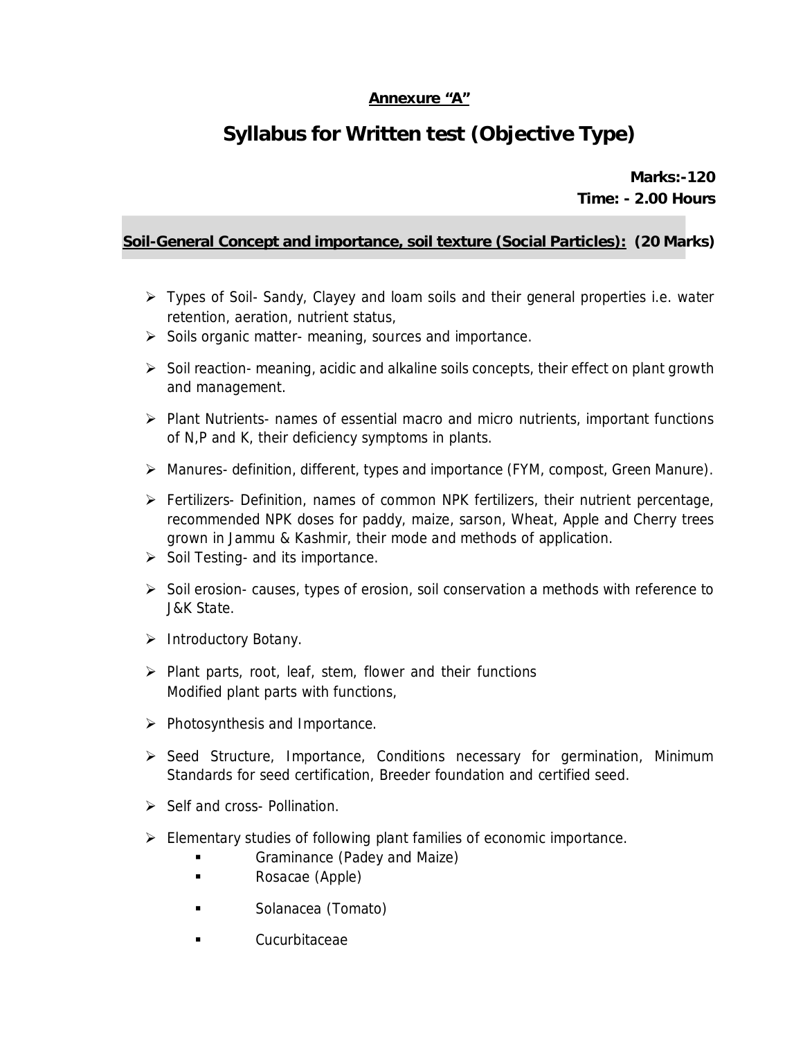**Annexure "A"**

# Syllabus for Written test (Objective Type)

**Marks:-120**
**Time: - 2.00 Hours**

## Soil-General Concept and importance, soil texture (Social Particles): (20 Marks)

- Types of Soil- Sandy, Clayey and loam soils and their general properties i.e. water retention, aeration, nutrient status,
- Soils organic matter- meaning, sources and importance.
- Soil reaction- meaning, acidic and alkaline soils concepts, their effect on plant growth and management.
- Plant Nutrients- names of essential macro and micro nutrients, important functions of N,P and K, their deficiency symptoms in plants.
- Manures- definition, different, types and importance (FYM, compost, Green Manure).
- Fertilizers- Definition, names of common NPK fertilizers, their nutrient percentage, recommended NPK doses for paddy, maize, sarson, Wheat, Apple and Cherry trees grown in Jammu & Kashmir, their mode and methods of application.
- Soil Testing- and its importance.
- Soil erosion- causes, types of erosion, soil conservation a methods with reference to J&K State.
- Introductory Botany.
- Plant parts, root, leaf, stem, flower and their functions
  Modified plant parts with functions,
- Photosynthesis and Importance.
- Seed Structure, Importance, Conditions necessary for germination, Minimum Standards for seed certification, Breeder foundation and certified seed.
- Self and cross- Pollination.
- Elementary studies of following plant families of economic importance.
  - Graminance (Padey and Maize)
  - Rosacae (Apple)
  - Solanacea (Tomato)
  - Cucurbitaceae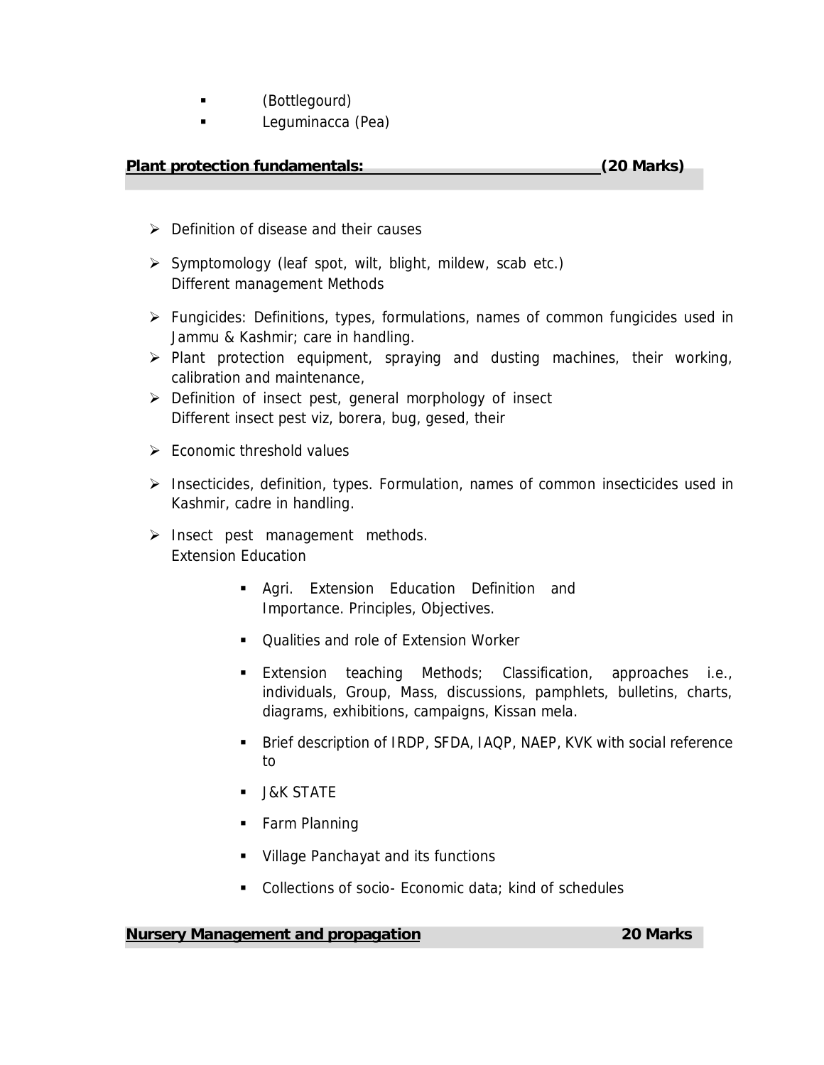- (Bottlegourd)
- Leguminacca (Pea)

**Plant protection fundamentals: (20 Marks)**

- Definition of disease and their causes
- Symptomology (leaf spot, wilt, blight, mildew, scab etc.)
  Different management Methods
- Fungicides: Definitions, types, formulations, names of common fungicides used in Jammu & Kashmir; care in handling.
- Plant protection equipment, spraying and dusting machines, their working, calibration and maintenance,
- Definition of insect pest, general morphology of insect
  Different insect pest viz, borera, bug, gesed, their
- Economic threshold values
- Insecticides, definition, types. Formulation, names of common insecticides used in Kashmir, cadre in handling.
- Insect pest management methods.
  Extension Education
    - Agri. Extension Education Definition and Importance. Principles, Objectives.
    - Qualities and role of Extension Worker
    - Extension teaching Methods; Classification, approaches i.e., individuals, Group, Mass, discussions, pamphlets, bulletins, charts, diagrams, exhibitions, campaigns, Kissan mela.
    - Brief description of IRDP, SFDA, IAQP, NAEP, KVK with social reference to
    - J&K STATE
    - Farm Planning
    - Village Panchayat and its functions
    - Collections of socio- Economic data; kind of schedules

**Nursery Management and propagation 20 Marks**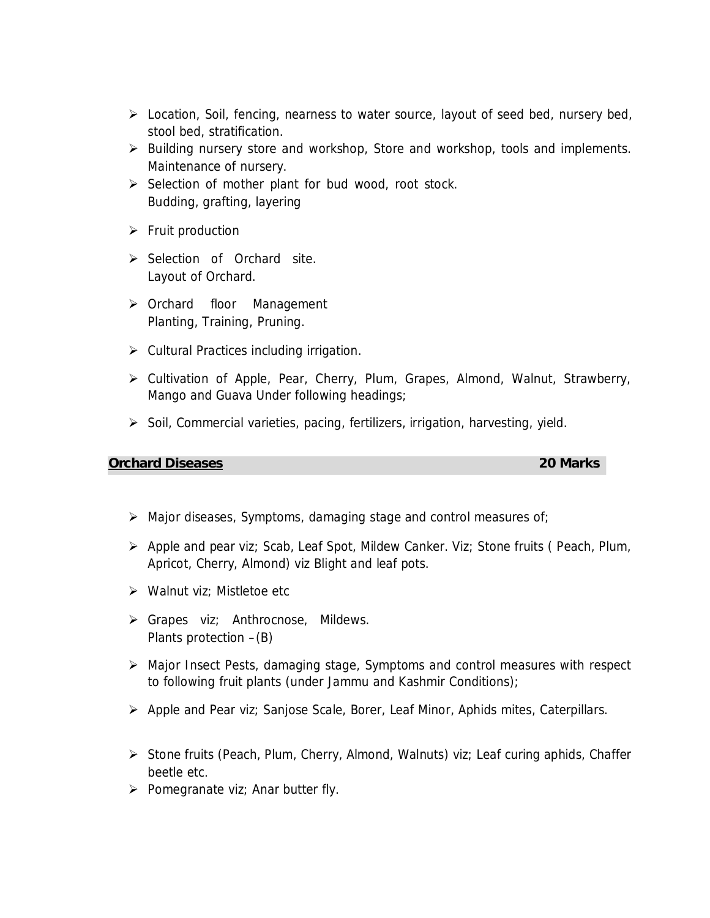- Location, Soil, fencing, nearness to water source, layout of seed bed, nursery bed, stool bed, stratification.
- Building nursery store and workshop, Store and workshop, tools and implements. Maintenance of nursery.
- Selection of mother plant for bud wood, root stock.
  Budding, grafting, layering
- Fruit production
- Selection of Orchard site.
  Layout of Orchard.
- Orchard floor Management
  Planting, Training, Pruning.
- Cultural Practices including irrigation.
- Cultivation of Apple, Pear, Cherry, Plum, Grapes, Almond, Walnut, Strawberry, Mango and Guava Under following headings;
- Soil, Commercial varieties, pacing, fertilizers, irrigation, harvesting, yield.

**Orchard Diseases** **20 Marks**

- Major diseases, Symptoms, damaging stage and control measures of;
- Apple and pear viz; Scab, Leaf Spot, Mildew Canker. Viz; Stone fruits ( Peach, Plum, Apricot, Cherry, Almond) viz Blight and leaf pots.
- Walnut viz; Mistletoe etc
- Grapes viz; Anthrocnose, Mildews.
  Plants protection –(B)
- Major Insect Pests, damaging stage, Symptoms and control measures with respect to following fruit plants (under Jammu and Kashmir Conditions);
- Apple and Pear viz; Sanjose Scale, Borer, Leaf Minor, Aphids mites, Caterpillars.
- Stone fruits (Peach, Plum, Cherry, Almond, Walnuts) viz; Leaf curing aphids, Chaffer beetle etc.
- Pomegranate viz; Anar butter fly.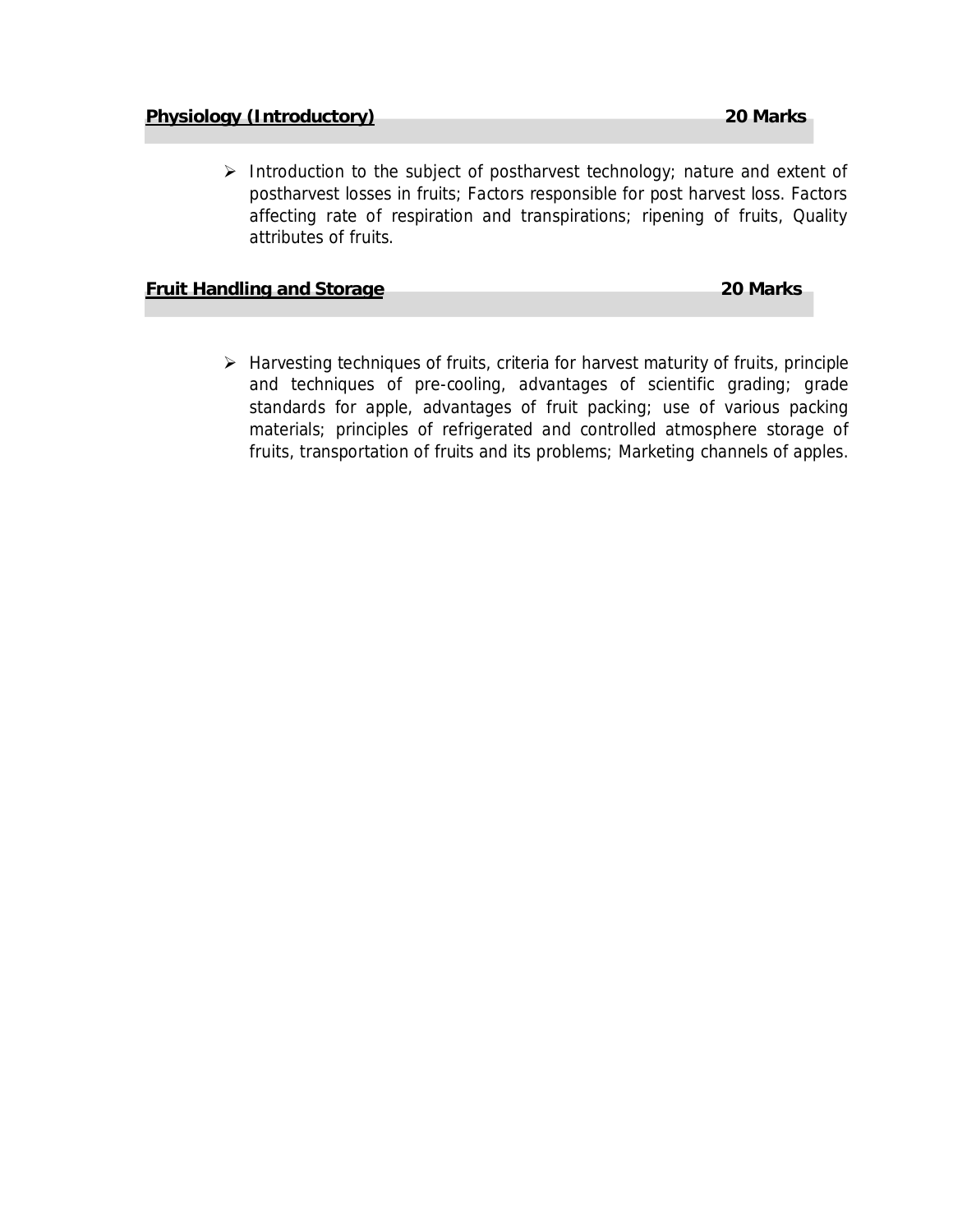## Physiology (Introductory) 20 Marks

- Introduction to the subject of postharvest technology; nature and extent of postharvest losses in fruits; Factors responsible for post harvest loss. Factors affecting rate of respiration and transpirations; ripening of fruits, Quality attributes of fruits.

## Fruit Handling and Storage 20 Marks

- Harvesting techniques of fruits, criteria for harvest maturity of fruits, principle and techniques of pre-cooling, advantages of scientific grading; grade standards for apple, advantages of fruit packing; use of various packing materials; principles of refrigerated and controlled atmosphere storage of fruits, transportation of fruits and its problems; Marketing channels of apples.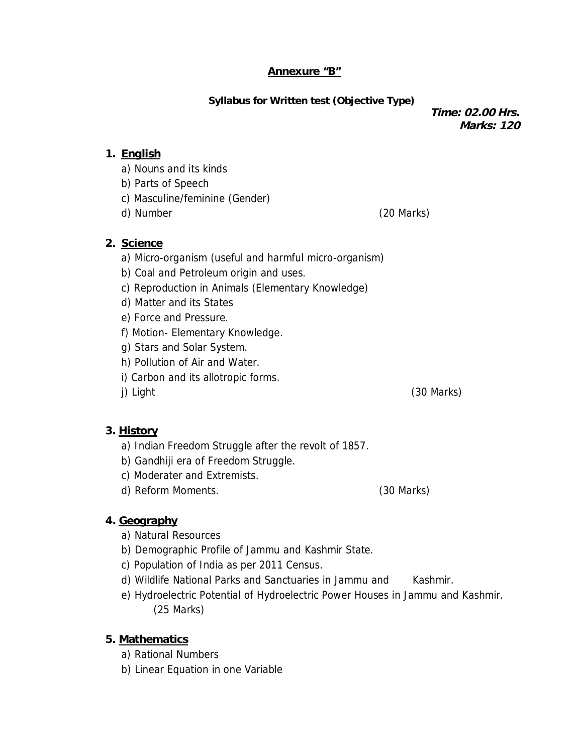**Annexure "B"**

**Syllabus for Written test (Objective Type)**

***Time: 02.00 Hrs.***
***Marks: 120***

1. **English**
   a) Nouns and its kinds
   b) Parts of Speech
   c) Masculine/feminine (Gender)
   d) Number (20 Marks)

2. **Science**
   a) Micro-organism (useful and harmful micro-organism)
   b) Coal and Petroleum origin and uses.
   c) Reproduction in Animals (Elementary Knowledge)
   d) Matter and its States
   e) Force and Pressure.
   f) Motion- Elementary Knowledge.
   g) Stars and Solar System.
   h) Pollution of Air and Water.
   i) Carbon and its allotropic forms.
   j) Light (30 Marks)

3. **History**
   a) Indian Freedom Struggle after the revolt of 1857.
   b) Gandhiji era of Freedom Struggle.
   c) Moderater and Extremists.
   d) Reform Moments. (30 Marks)

4. **Geography**
   a) Natural Resources
   b) Demographic Profile of Jammu and Kashmir State.
   c) Population of India as per 2011 Census.
   d) Wildlife National Parks and Sanctuaries in Jammu and Kashmir.
   e) Hydroelectric Potential of Hydroelectric Power Houses in Jammu and Kashmir. (25 Marks)

5. **Mathematics**
   a) Rational Numbers
   b) Linear Equation in one Variable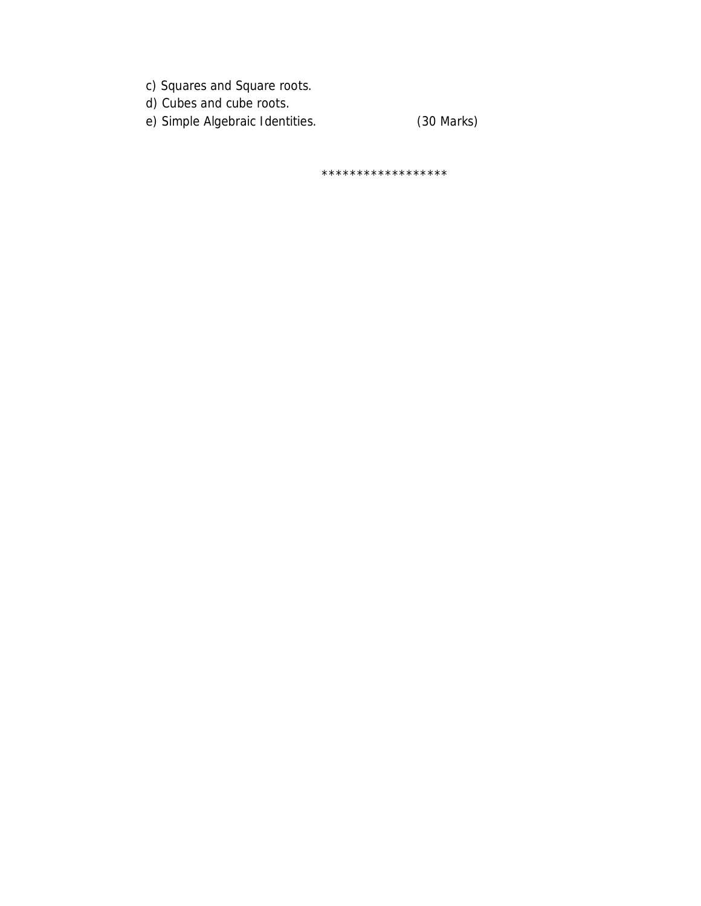c) Squares and Square roots.
d) Cubes and cube roots.
e) Simple Algebraic Identities. (30 Marks)

******************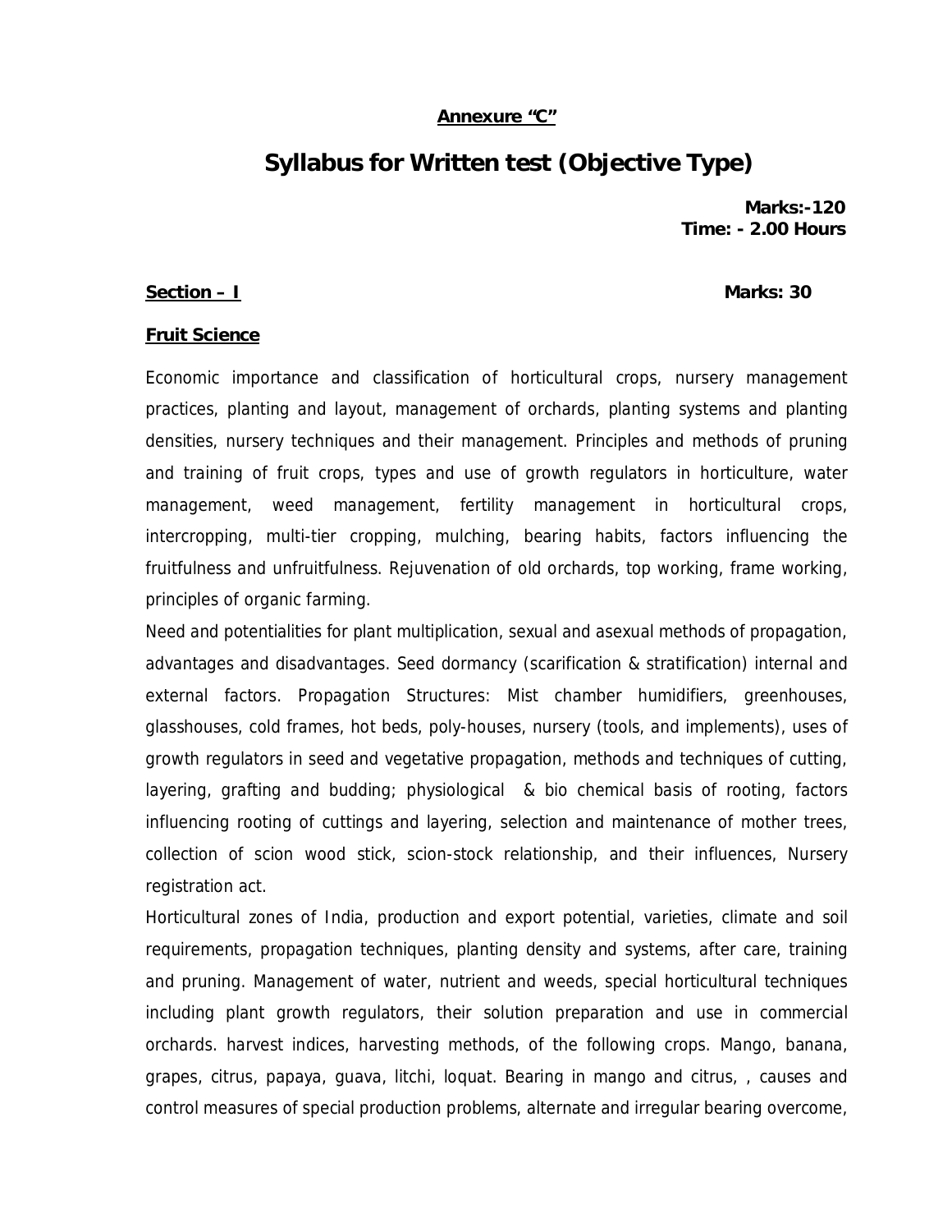**Annexure "C"**

# Syllabus for Written test (Objective Type)

**Marks:-120**
**Time: - 2.00 Hours**

## Section – I    Marks: 30

### Fruit Science

Economic importance and classification of horticultural crops, nursery management practices, planting and layout, management of orchards, planting systems and planting densities, nursery techniques and their management. Principles and methods of pruning and training of fruit crops, types and use of growth regulators in horticulture, water management, weed management, fertility management in horticultural crops, intercropping, multi-tier cropping, mulching, bearing habits, factors influencing the fruitfulness and unfruitfulness. Rejuvenation of old orchards, top working, frame working, principles of organic farming.

Need and potentialities for plant multiplication, sexual and asexual methods of propagation, advantages and disadvantages. Seed dormancy (scarification & stratification) internal and external factors. Propagation Structures: Mist chamber humidifiers, greenhouses, glasshouses, cold frames, hot beds, poly-houses, nursery (tools, and implements), uses of growth regulators in seed and vegetative propagation, methods and techniques of cutting, layering, grafting and budding; physiological & bio chemical basis of rooting, factors influencing rooting of cuttings and layering, selection and maintenance of mother trees, collection of scion wood stick, scion-stock relationship, and their influences, Nursery registration act.

Horticultural zones of India, production and export potential, varieties, climate and soil requirements, propagation techniques, planting density and systems, after care, training and pruning. Management of water, nutrient and weeds, special horticultural techniques including plant growth regulators, their solution preparation and use in commercial orchards. harvest indices, harvesting methods, of the following crops. Mango, banana, grapes, citrus, papaya, guava, litchi, loquat. Bearing in mango and citrus, , causes and control measures of special production problems, alternate and irregular bearing overcome,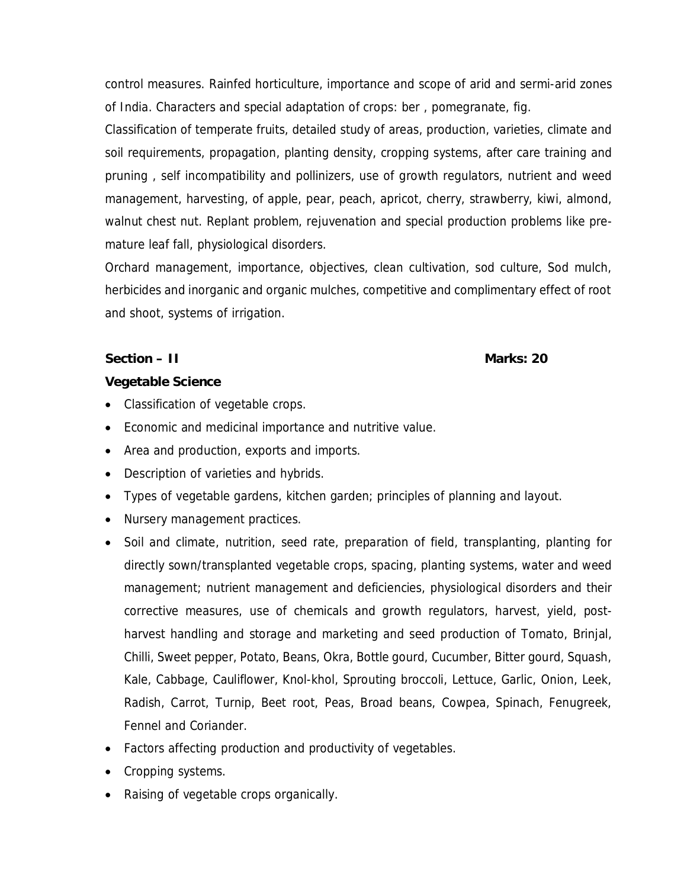control measures. Rainfed horticulture, importance and scope of arid and sermi-arid zones of India. Characters and special adaptation of crops: ber , pomegranate, fig.

Classification of temperate fruits, detailed study of areas, production, varieties, climate and soil requirements, propagation, planting density, cropping systems, after care training and pruning , self incompatibility and pollinizers, use of growth regulators, nutrient and weed management, harvesting, of apple, pear, peach, apricot, cherry, strawberry, kiwi, almond, walnut chest nut. Replant problem, rejuvenation and special production problems like pre-mature leaf fall, physiological disorders.

Orchard management, importance, objectives, clean cultivation, sod culture, Sod mulch, herbicides and inorganic and organic mulches, competitive and complimentary effect of root and shoot, systems of irrigation.

**Section – II** **Marks: 20**

**Vegetable Science**

- Classification of vegetable crops.
- Economic and medicinal importance and nutritive value.
- Area and production, exports and imports.
- Description of varieties and hybrids.
- Types of vegetable gardens, kitchen garden; principles of planning and layout.
- Nursery management practices.
- Soil and climate, nutrition, seed rate, preparation of field, transplanting, planting for directly sown/transplanted vegetable crops, spacing, planting systems, water and weed management; nutrient management and deficiencies, physiological disorders and their corrective measures, use of chemicals and growth regulators, harvest, yield, post-harvest handling and storage and marketing and seed production of Tomato, Brinjal, Chilli, Sweet pepper, Potato, Beans, Okra, Bottle gourd, Cucumber, Bitter gourd, Squash, Kale, Cabbage, Cauliflower, Knol-khol, Sprouting broccoli, Lettuce, Garlic, Onion, Leek, Radish, Carrot, Turnip, Beet root, Peas, Broad beans, Cowpea, Spinach, Fenugreek, Fennel and Coriander.
- Factors affecting production and productivity of vegetables.
- Cropping systems.
- Raising of vegetable crops organically.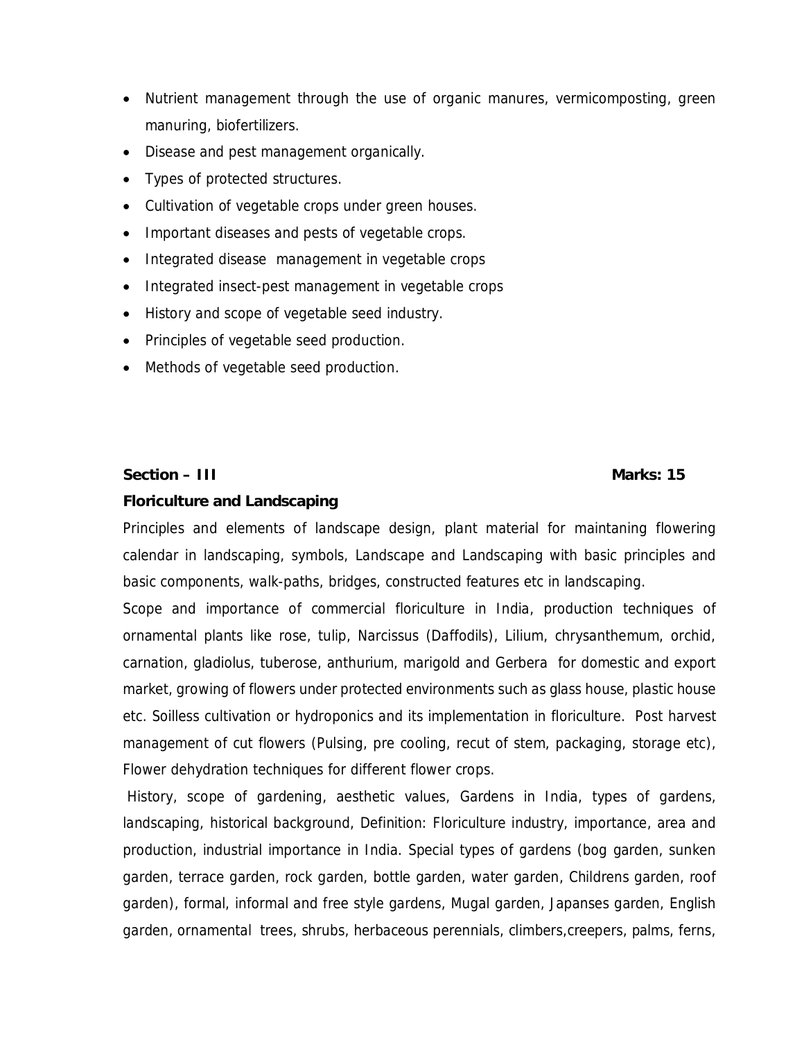- Nutrient management through the use of organic manures, vermicomposting, green manuring, biofertilizers.
- Disease and pest management organically.
- Types of protected structures.
- Cultivation of vegetable crops under green houses.
- Important diseases and pests of vegetable crops.
- Integrated disease management in vegetable crops
- Integrated insect-pest management in vegetable crops
- History and scope of vegetable seed industry.
- Principles of vegetable seed production.
- Methods of vegetable seed production.

**Section – III** **Marks: 15**

**Floriculture and Landscaping**

Principles and elements of landscape design, plant material for maintaning flowering calendar in landscaping, symbols, Landscape and Landscaping with basic principles and basic components, walk-paths, bridges, constructed features etc in landscaping.

Scope and importance of commercial floriculture in India, production techniques of ornamental plants like rose, tulip, Narcissus (Daffodils), Lilium, chrysanthemum, orchid, carnation, gladiolus, tuberose, anthurium, marigold and Gerbera for domestic and export market, growing of flowers under protected environments such as glass house, plastic house etc. Soilless cultivation or hydroponics and its implementation in floriculture. Post harvest management of cut flowers (Pulsing, pre cooling, recut of stem, packaging, storage etc), Flower dehydration techniques for different flower crops.

History, scope of gardening, aesthetic values, Gardens in India, types of gardens, landscaping, historical background, Definition: Floriculture industry, importance, area and production, industrial importance in India. Special types of gardens (bog garden, sunken garden, terrace garden, rock garden, bottle garden, water garden, Childrens garden, roof garden), formal, informal and free style gardens, Mugal garden, Japanses garden, English garden, ornamental trees, shrubs, herbaceous perennials, climbers,creepers, palms, ferns,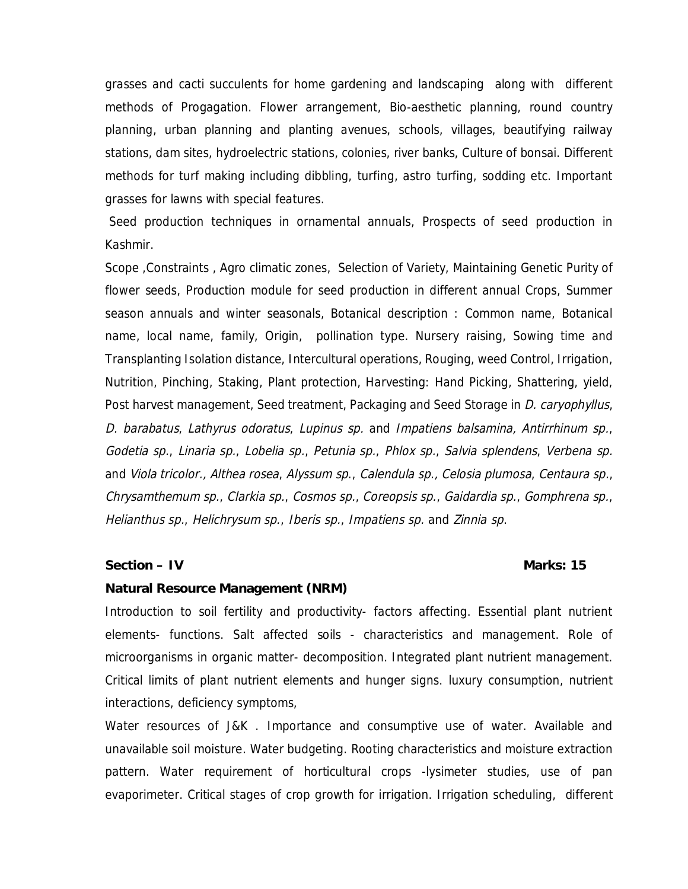grasses and cacti succulents for home gardening and landscaping along with different methods of Progagation. Flower arrangement, Bio-aesthetic planning, round country planning, urban planning and planting avenues, schools, villages, beautifying railway stations, dam sites, hydroelectric stations, colonies, river banks, Culture of bonsai. Different methods for turf making including dibbling, turfing, astro turfing, sodding etc. Important grasses for lawns with special features.

Seed production techniques in ornamental annuals, Prospects of seed production in Kashmir.

Scope ,Constraints , Agro climatic zones, Selection of Variety, Maintaining Genetic Purity of flower seeds, Production module for seed production in different annual Crops, Summer season annuals and winter seasonals, Botanical description : Common name, Botanical name, local name, family, Origin, pollination type. Nursery raising, Sowing time and Transplanting Isolation distance, Intercultural operations, Rouging, weed Control, Irrigation, Nutrition, Pinching, Staking, Plant protection, Harvesting: Hand Picking, Shattering, yield, Post harvest management, Seed treatment, Packaging and Seed Storage in *D. caryophyllus*, *D. barabatus*, *Lathyrus odoratus*, *Lupinus sp.* and *Impatiens balsamina, Antirrhinum sp.*, *Godetia sp.*, *Linaria sp.*, *Lobelia sp.*, *Petunia sp.*, *Phlox sp.*, *Salvia splendens*, *Verbena sp.* and *Viola tricolor., Althea rosea*, *Alyssum sp.*, *Calendula sp., Celosia plumosa*, *Centaura sp.*, *Chrysamthemum sp.*, *Clarkia sp.*, *Cosmos sp.*, *Coreopsis sp.*, *Gaidardia sp.*, *Gomphrena sp.*, *Helianthus sp.*, *Helichrysum sp.*, *Iberis sp.*, *Impatiens sp.* and *Zinnia sp*.

**Section – IV** **Marks: 15**

**Natural Resource Management (NRM)**

Introduction to soil fertility and productivity- factors affecting. Essential plant nutrient elements- functions. Salt affected soils - characteristics and management. Role of microorganisms in organic matter- decomposition. Integrated plant nutrient management. Critical limits of plant nutrient elements and hunger signs. luxury consumption, nutrient interactions, deficiency symptoms,

Water resources of J&K . Importance and consumptive use of water. Available and unavailable soil moisture. Water budgeting. Rooting characteristics and moisture extraction pattern. Water requirement of horticultural crops -lysimeter studies, use of pan evaporimeter. Critical stages of crop growth for irrigation. Irrigation scheduling, different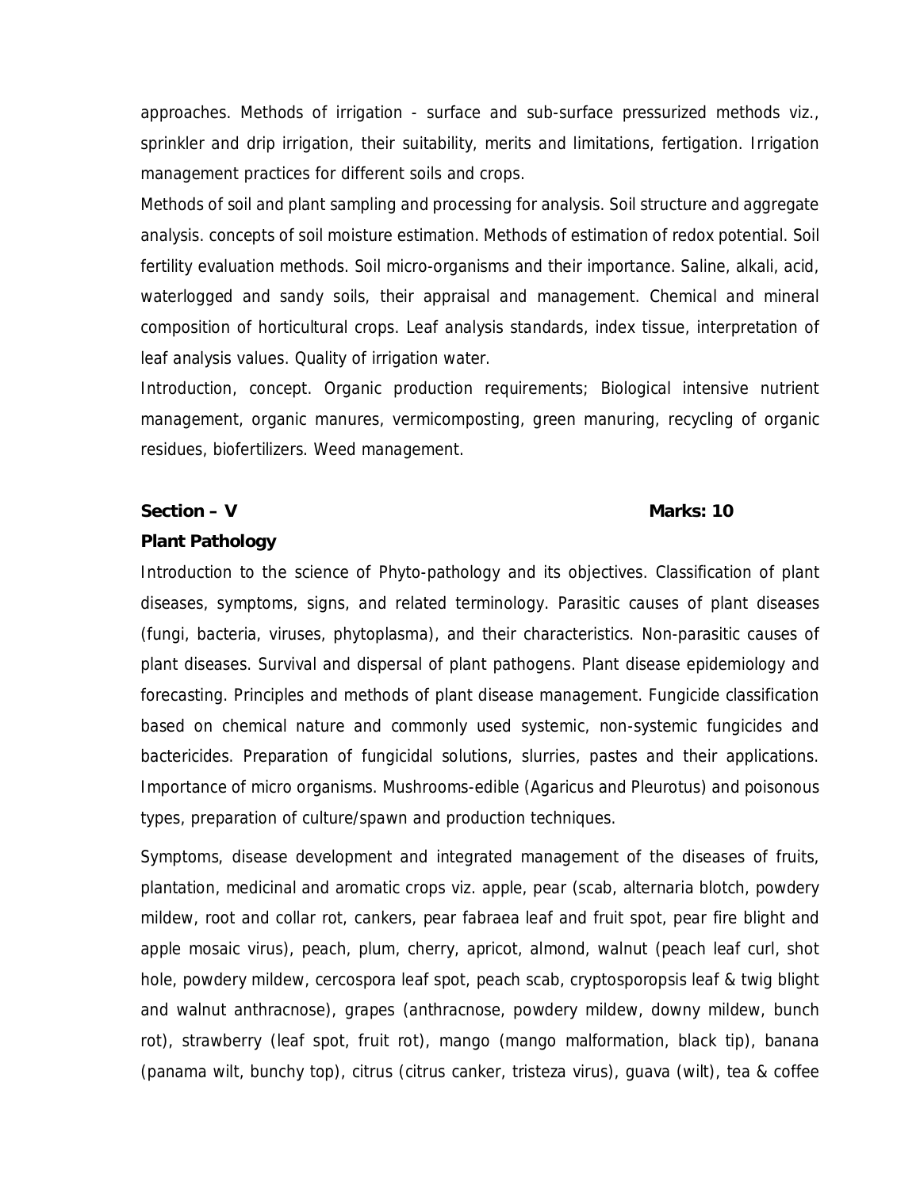approaches. Methods of irrigation - surface and sub-surface pressurized methods viz., sprinkler and drip irrigation, their suitability, merits and limitations, fertigation. Irrigation management practices for different soils and crops.

Methods of soil and plant sampling and processing for analysis. Soil structure and aggregate analysis. concepts of soil moisture estimation. Methods of estimation of redox potential. Soil fertility evaluation methods. Soil micro-organisms and their importance. Saline, alkali, acid, waterlogged and sandy soils, their appraisal and management. Chemical and mineral composition of horticultural crops. Leaf analysis standards, index tissue, interpretation of leaf analysis values. Quality of irrigation water.

Introduction, concept. Organic production requirements; Biological intensive nutrient management, organic manures, vermicomposting, green manuring, recycling of organic residues, biofertilizers. Weed management.

**Section – V** **Marks: 10**

**Plant Pathology**

Introduction to the science of Phyto-pathology and its objectives. Classification of plant diseases, symptoms, signs, and related terminology. Parasitic causes of plant diseases (fungi, bacteria, viruses, phytoplasma), and their characteristics. Non-parasitic causes of plant diseases. Survival and dispersal of plant pathogens. Plant disease epidemiology and forecasting. Principles and methods of plant disease management. Fungicide classification based on chemical nature and commonly used systemic, non-systemic fungicides and bactericides. Preparation of fungicidal solutions, slurries, pastes and their applications. Importance of micro organisms. Mushrooms-edible (Agaricus and Pleurotus) and poisonous types, preparation of culture/spawn and production techniques.

Symptoms, disease development and integrated management of the diseases of fruits, plantation, medicinal and aromatic crops viz. apple, pear (scab, alternaria blotch, powdery mildew, root and collar rot, cankers, pear fabraea leaf and fruit spot, pear fire blight and apple mosaic virus), peach, plum, cherry, apricot, almond, walnut (peach leaf curl, shot hole, powdery mildew, cercospora leaf spot, peach scab, cryptosporopsis leaf & twig blight and walnut anthracnose), grapes (anthracnose, powdery mildew, downy mildew, bunch rot), strawberry (leaf spot, fruit rot), mango (mango malformation, black tip), banana (panama wilt, bunchy top), citrus (citrus canker, tristeza virus), guava (wilt), tea & coffee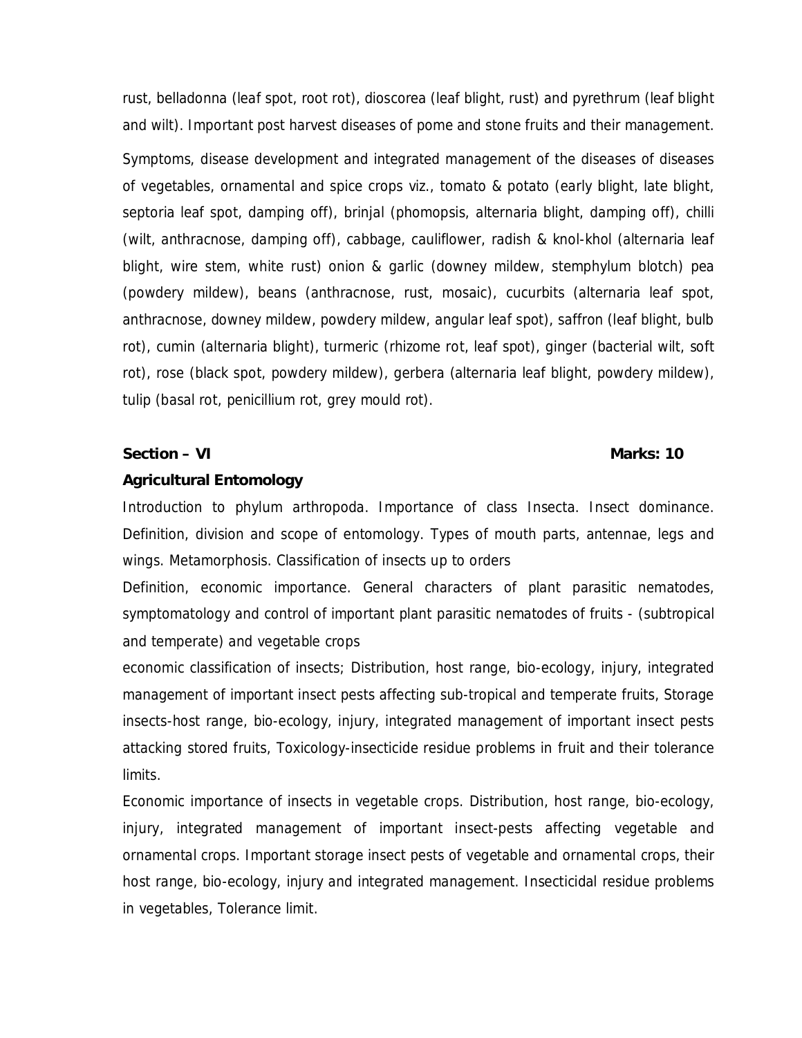rust, belladonna (leaf spot, root rot), dioscorea (leaf blight, rust) and pyrethrum (leaf blight and wilt). Important post harvest diseases of pome and stone fruits and their management.

Symptoms, disease development and integrated management of the diseases of diseases of vegetables, ornamental and spice crops viz., tomato & potato (early blight, late blight, septoria leaf spot, damping off), brinjal (phomopsis, alternaria blight, damping off), chilli (wilt, anthracnose, damping off), cabbage, cauliflower, radish & knol-khol (alternaria leaf blight, wire stem, white rust) onion & garlic (downey mildew, stemphylum blotch) pea (powdery mildew), beans (anthracnose, rust, mosaic), cucurbits (alternaria leaf spot, anthracnose, downey mildew, powdery mildew, angular leaf spot), saffron (leaf blight, bulb rot), cumin (alternaria blight), turmeric (rhizome rot, leaf spot), ginger (bacterial wilt, soft rot), rose (black spot, powdery mildew), gerbera (alternaria leaf blight, powdery mildew), tulip (basal rot, penicillium rot, grey mould rot).

**Section – VI** **Marks: 10**

**Agricultural Entomology**

Introduction to phylum arthropoda. Importance of class Insecta. Insect dominance. Definition, division and scope of entomology. Types of mouth parts, antennae, legs and wings. Metamorphosis. Classification of insects up to orders

Definition, economic importance. General characters of plant parasitic nematodes, symptomatology and control of important plant parasitic nematodes of fruits - (subtropical and temperate) and vegetable crops

economic classification of insects; Distribution, host range, bio-ecology, injury, integrated management of important insect pests affecting sub-tropical and temperate fruits, Storage insects-host range, bio-ecology, injury, integrated management of important insect pests attacking stored fruits, Toxicology-insecticide residue problems in fruit and their tolerance limits.

Economic importance of insects in vegetable crops. Distribution, host range, bio-ecology, injury, integrated management of important insect-pests affecting vegetable and ornamental crops. Important storage insect pests of vegetable and ornamental crops, their host range, bio-ecology, injury and integrated management. Insecticidal residue problems in vegetables, Tolerance limit.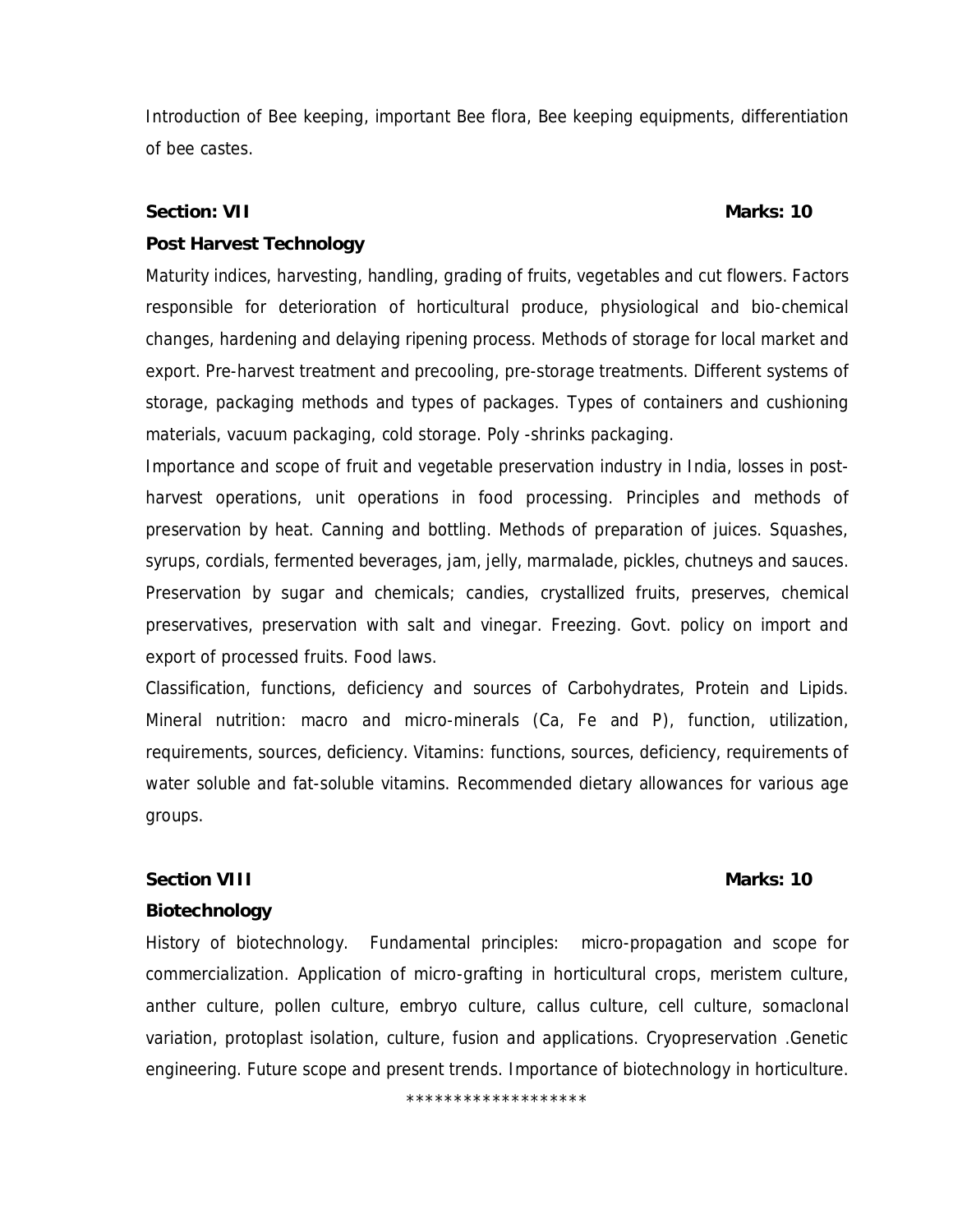Introduction of Bee keeping, important Bee flora, Bee keeping equipments, differentiation of bee castes.

**Section: VII** **Marks: 10**

**Post Harvest Technology**

Maturity indices, harvesting, handling, grading of fruits, vegetables and cut flowers. Factors responsible for deterioration of horticultural produce, physiological and bio-chemical changes, hardening and delaying ripening process. Methods of storage for local market and export. Pre-harvest treatment and precooling, pre-storage treatments. Different systems of storage, packaging methods and types of packages. Types of containers and cushioning materials, vacuum packaging, cold storage. Poly -shrinks packaging.

Importance and scope of fruit and vegetable preservation industry in India, losses in post-harvest operations, unit operations in food processing. Principles and methods of preservation by heat. Canning and bottling. Methods of preparation of juices. Squashes, syrups, cordials, fermented beverages, jam, jelly, marmalade, pickles, chutneys and sauces. Preservation by sugar and chemicals; candies, crystallized fruits, preserves, chemical preservatives, preservation with salt and vinegar. Freezing. Govt. policy on import and export of processed fruits. Food laws.

Classification, functions, deficiency and sources of Carbohydrates, Protein and Lipids. Mineral nutrition: macro and micro-minerals (Ca, Fe and P), function, utilization, requirements, sources, deficiency. Vitamins: functions, sources, deficiency, requirements of water soluble and fat-soluble vitamins. Recommended dietary allowances for various age groups.

**Section VIII** **Marks: 10**

**Biotechnology**

History of biotechnology. Fundamental principles: micro-propagation and scope for commercialization. Application of micro-grafting in horticultural crops, meristem culture, anther culture, pollen culture, embryo culture, callus culture, cell culture, somaclonal variation, protoplast isolation, culture, fusion and applications. Cryopreservation .Genetic engineering. Future scope and present trends. Importance of biotechnology in horticulture.

*******************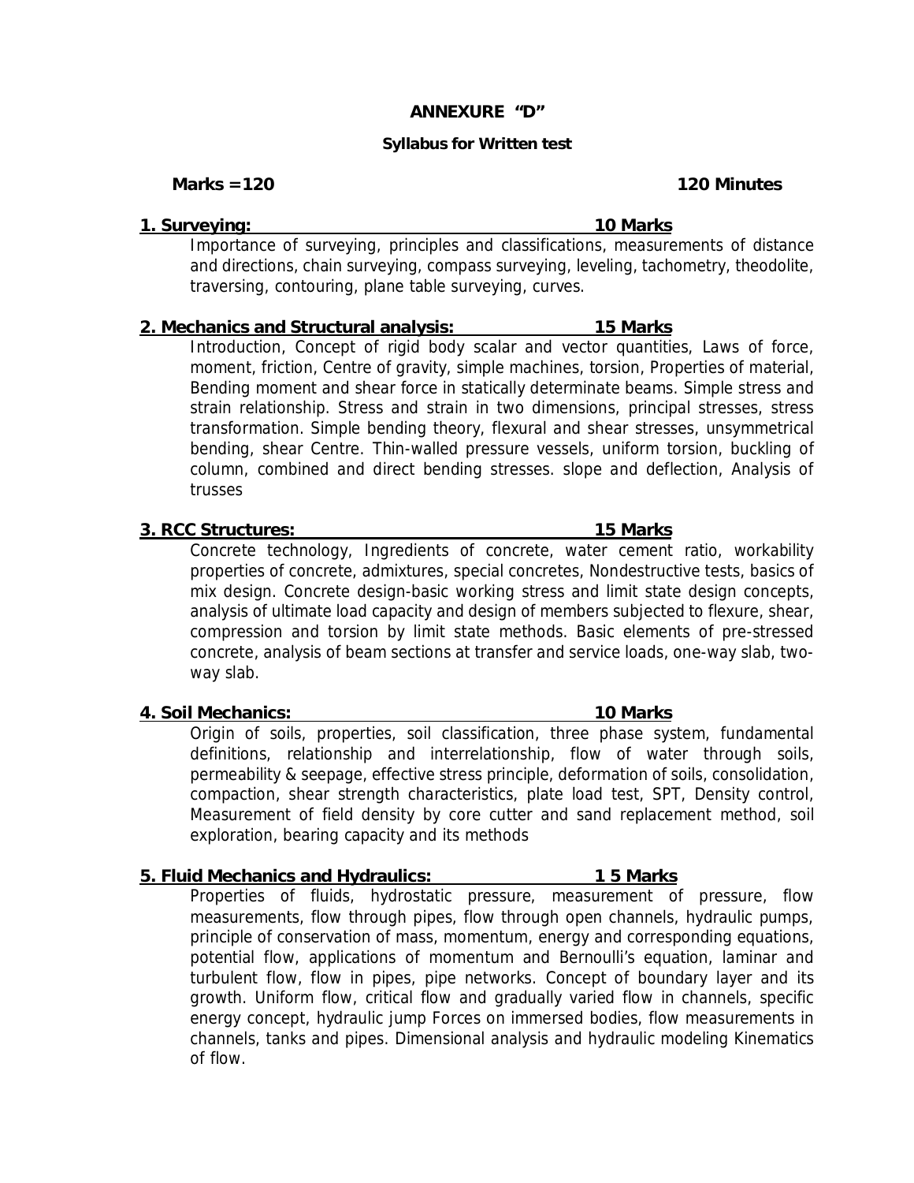# ANNEXURE "D"

## Syllabus for Written test

**Marks =120** **120 Minutes**

### 1. Surveying: 10 Marks

Importance of surveying, principles and classifications, measurements of distance and directions, chain surveying, compass surveying, leveling, tachometry, theodolite, traversing, contouring, plane table surveying, curves.

### 2. Mechanics and Structural analysis: 15 Marks

Introduction, Concept of rigid body scalar and vector quantities, Laws of force, moment, friction, Centre of gravity, simple machines, torsion, Properties of material, Bending moment and shear force in statically determinate beams. Simple stress and strain relationship. Stress and strain in two dimensions, principal stresses, stress transformation. Simple bending theory, flexural and shear stresses, unsymmetrical bending, shear Centre. Thin-walled pressure vessels, uniform torsion, buckling of column, combined and direct bending stresses. slope and deflection, Analysis of trusses

### 3. RCC Structures: 15 Marks

Concrete technology, Ingredients of concrete, water cement ratio, workability properties of concrete, admixtures, special concretes, Nondestructive tests, basics of mix design. Concrete design-basic working stress and limit state design concepts, analysis of ultimate load capacity and design of members subjected to flexure, shear, compression and torsion by limit state methods. Basic elements of pre-stressed concrete, analysis of beam sections at transfer and service loads, one-way slab, two-way slab.

### 4. Soil Mechanics: 10 Marks

Origin of soils, properties, soil classification, three phase system, fundamental definitions, relationship and interrelationship, flow of water through soils, permeability & seepage, effective stress principle, deformation of soils, consolidation, compaction, shear strength characteristics, plate load test, SPT, Density control, Measurement of field density by core cutter and sand replacement method, soil exploration, bearing capacity and its methods

### 5. Fluid Mechanics and Hydraulics: 1 5 Marks

Properties of fluids, hydrostatic pressure, measurement of pressure, flow measurements, flow through pipes, flow through open channels, hydraulic pumps, principle of conservation of mass, momentum, energy and corresponding equations, potential flow, applications of momentum and Bernoulli's equation, laminar and turbulent flow, flow in pipes, pipe networks. Concept of boundary layer and its growth. Uniform flow, critical flow and gradually varied flow in channels, specific energy concept, hydraulic jump Forces on immersed bodies, flow measurements in channels, tanks and pipes. Dimensional analysis and hydraulic modeling Kinematics of flow.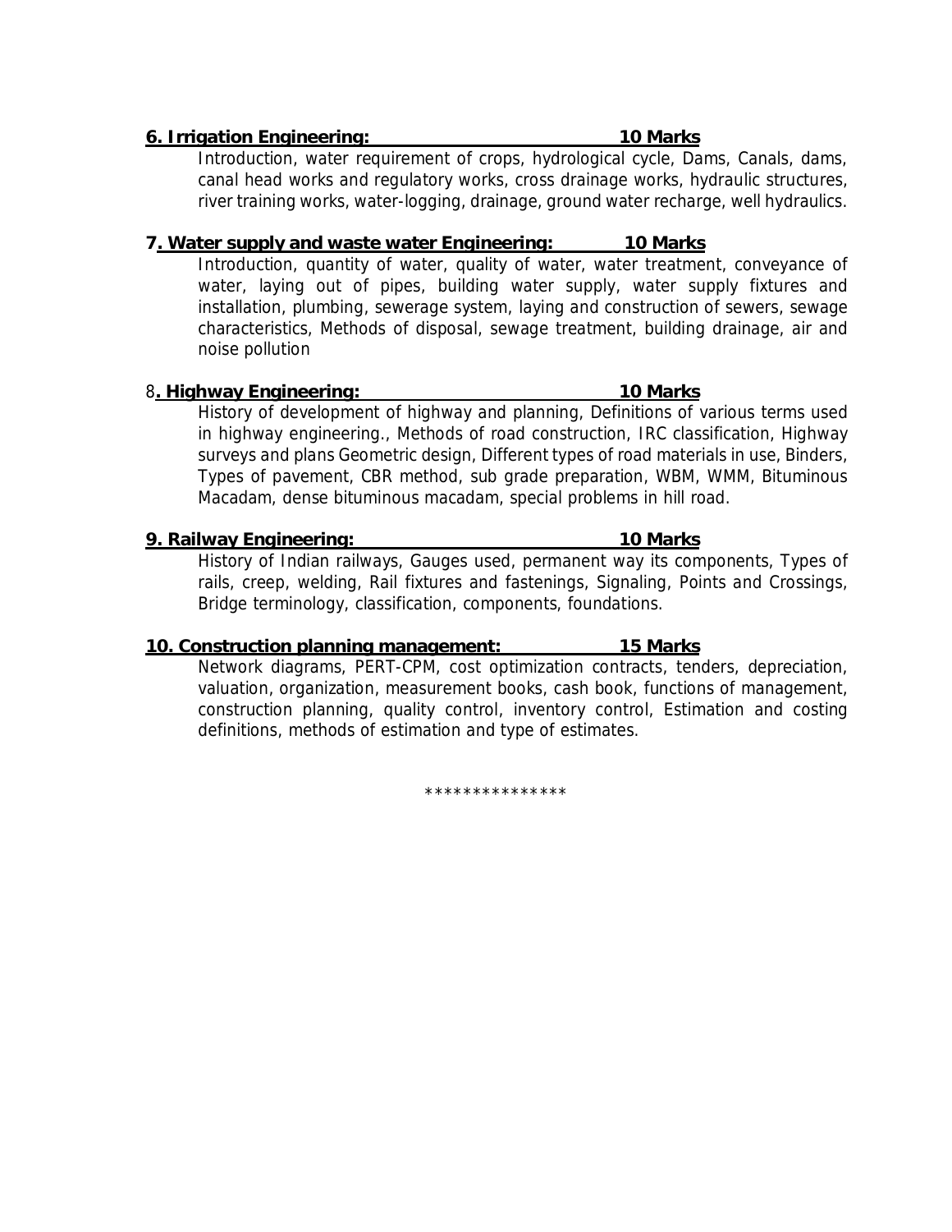**6. Irrigation Engineering: 10 Marks**

Introduction, water requirement of crops, hydrological cycle, Dams, Canals, dams, canal head works and regulatory works, cross drainage works, hydraulic structures, river training works, water-logging, drainage, ground water recharge, well hydraulics.

**7. Water supply and waste water Engineering: 10 Marks**

Introduction, quantity of water, quality of water, water treatment, conveyance of water, laying out of pipes, building water supply, water supply fixtures and installation, plumbing, sewerage system, laying and construction of sewers, sewage characteristics, Methods of disposal, sewage treatment, building drainage, air and noise pollution

**8. Highway Engineering: 10 Marks**

History of development of highway and planning, Definitions of various terms used in highway engineering., Methods of road construction, IRC classification, Highway surveys and plans Geometric design, Different types of road materials in use, Binders, Types of pavement, CBR method, sub grade preparation, WBM, WMM, Bituminous Macadam, dense bituminous macadam, special problems in hill road.

**9. Railway Engineering: 10 Marks**

History of Indian railways, Gauges used, permanent way its components, Types of rails, creep, welding, Rail fixtures and fastenings, Signaling, Points and Crossings, Bridge terminology, classification, components, foundations.

**10. Construction planning management: 15 Marks**

Network diagrams, PERT-CPM, cost optimization contracts, tenders, depreciation, valuation, organization, measurement books, cash book, functions of management, construction planning, quality control, inventory control, Estimation and costing definitions, methods of estimation and type of estimates.

***************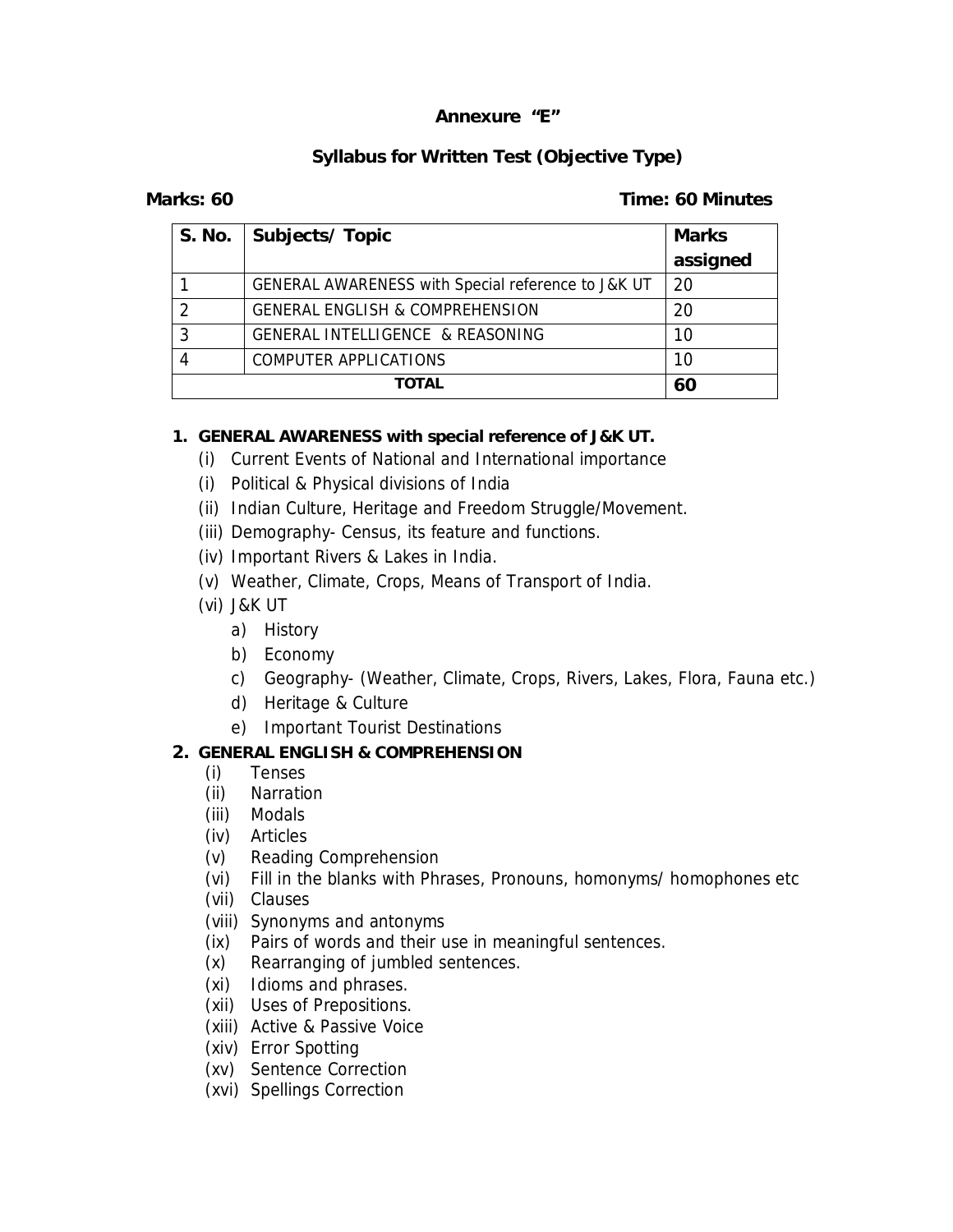**Annexure "E"**

**Syllabus for Written Test (Objective Type)**

**Marks: 60** **Time: 60 Minutes**

| S. No. | Subjects/ Topic | Marks assigned |
|---|---|---|
| 1 | GENERAL AWARENESS with Special reference to J&K UT | 20 |
| 2 | GENERAL ENGLISH & COMPREHENSION | 20 |
| 3 | GENERAL INTELLIGENCE & REASONING | 10 |
| 4 | COMPUTER APPLICATIONS | 10 |
| **TOTAL** | | **60** |

1. **GENERAL AWARENESS with special reference of J&K UT.**
   - (i) Current Events of National and International importance
   - (i) Political & Physical divisions of India
   - (ii) Indian Culture, Heritage and Freedom Struggle/Movement.
   - (iii) Demography- Census, its feature and functions.
   - (iv) Important Rivers & Lakes in India.
   - (v) Weather, Climate, Crops, Means of Transport of India.
   - (vi) J&K UT
     - a) History
     - b) Economy
     - c) Geography- (Weather, Climate, Crops, Rivers, Lakes, Flora, Fauna etc.)
     - d) Heritage & Culture
     - e) Important Tourist Destinations

2. **GENERAL ENGLISH & COMPREHENSION**
   - (i) Tenses
   - (ii) Narration
   - (iii) Modals
   - (iv) Articles
   - (v) Reading Comprehension
   - (vi) Fill in the blanks with Phrases, Pronouns, homonyms/ homophones etc
   - (vii) Clauses
   - (viii) Synonyms and antonyms
   - (ix) Pairs of words and their use in meaningful sentences.
   - (x) Rearranging of jumbled sentences.
   - (xi) Idioms and phrases.
   - (xii) Uses of Prepositions.
   - (xiii) Active & Passive Voice
   - (xiv) Error Spotting
   - (xv) Sentence Correction
   - (xvi) Spellings Correction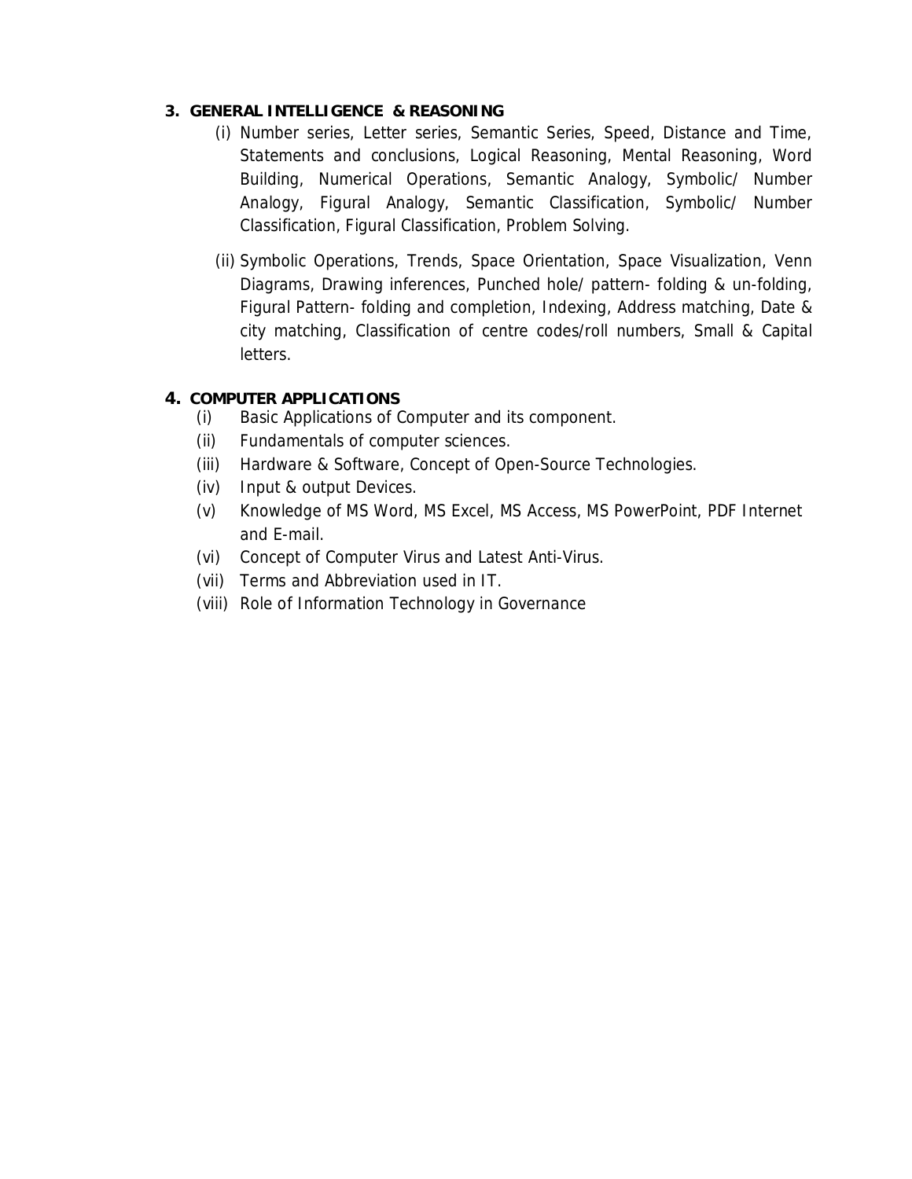### 3. GENERAL INTELLIGENCE & REASONING

(i) Number series, Letter series, Semantic Series, Speed, Distance and Time, Statements and conclusions, Logical Reasoning, Mental Reasoning, Word Building, Numerical Operations, Semantic Analogy, Symbolic/ Number Analogy, Figural Analogy, Semantic Classification, Symbolic/ Number Classification, Figural Classification, Problem Solving.

(ii) Symbolic Operations, Trends, Space Orientation, Space Visualization, Venn Diagrams, Drawing inferences, Punched hole/ pattern- folding & un-folding, Figural Pattern- folding and completion, Indexing, Address matching, Date & city matching, Classification of centre codes/roll numbers, Small & Capital letters.

### 4. COMPUTER APPLICATIONS

(i) Basic Applications of Computer and its component.

(ii) Fundamentals of computer sciences.

(iii) Hardware & Software, Concept of Open-Source Technologies.

(iv) Input & output Devices.

(v) Knowledge of MS Word, MS Excel, MS Access, MS PowerPoint, PDF Internet and E-mail.

(vi) Concept of Computer Virus and Latest Anti-Virus.

(vii) Terms and Abbreviation used in IT.

(viii) Role of Information Technology in Governance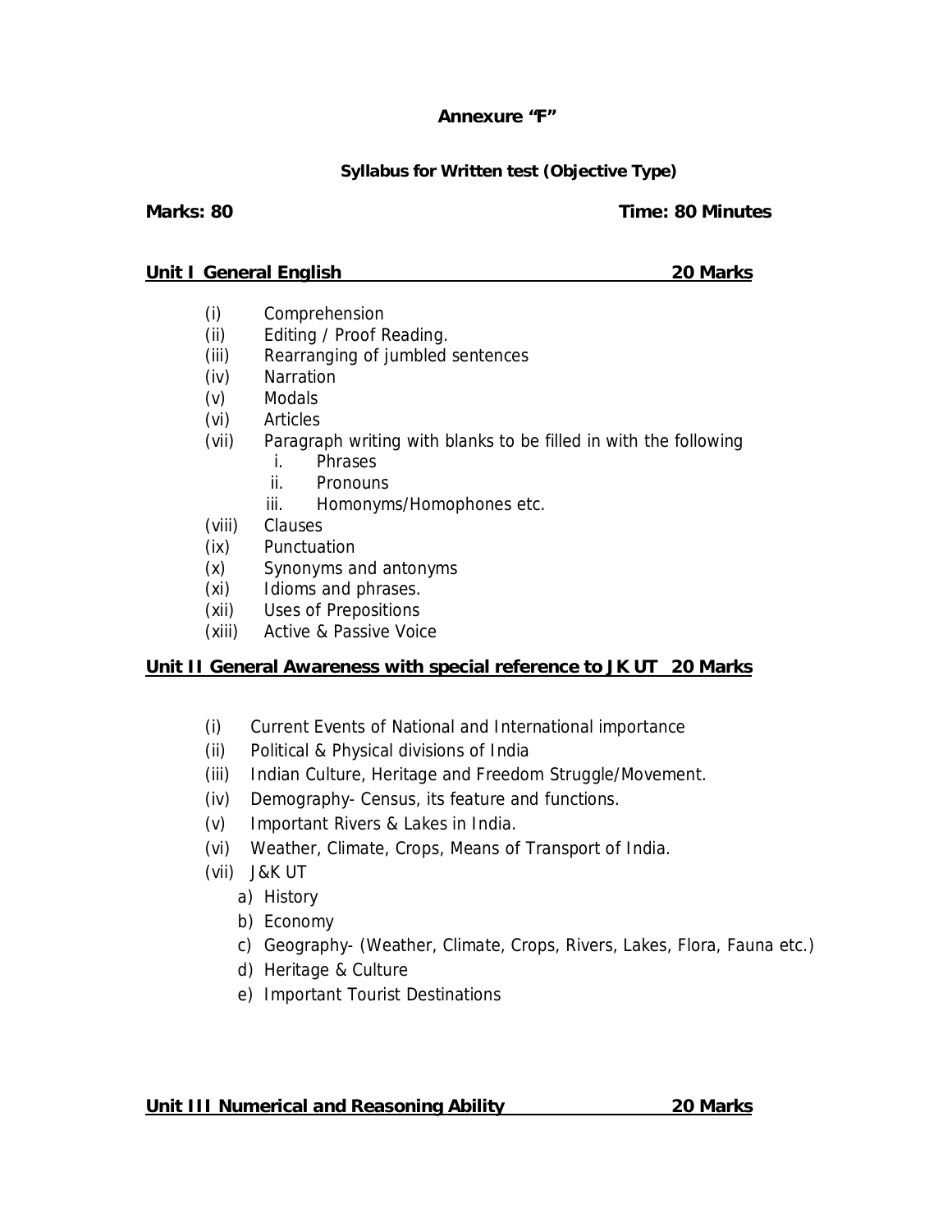**Annexure "F"**

**Syllabus for Written test (Objective Type)**

**Marks: 80** **Time: 80 Minutes**

**Unit I General English 20 Marks**

- (i) Comprehension
- (ii) Editing / Proof Reading.
- (iii) Rearranging of jumbled sentences
- (iv) Narration
- (v) Modals
- (vi) Articles
- (vii) Paragraph writing with blanks to be filled in with the following
  - i. Phrases
  - ii. Pronouns
  - iii. Homonyms/Homophones etc.
- (viii) Clauses
- (ix) Punctuation
- (x) Synonyms and antonyms
- (xi) Idioms and phrases.
- (xii) Uses of Prepositions
- (xiii) Active & Passive Voice

**Unit II General Awareness with special reference to JK UT 20 Marks**

- (i) Current Events of National and International importance
- (ii) Political & Physical divisions of India
- (iii) Indian Culture, Heritage and Freedom Struggle/Movement.
- (iv) Demography- Census, its feature and functions.
- (v) Important Rivers & Lakes in India.
- (vi) Weather, Climate, Crops, Means of Transport of India.
- (vii) J&K UT
  - a) History
  - b) Economy
  - c) Geography- (Weather, Climate, Crops, Rivers, Lakes, Flora, Fauna etc.)
  - d) Heritage & Culture
  - e) Important Tourist Destinations

**Unit III Numerical and Reasoning Ability 20 Marks**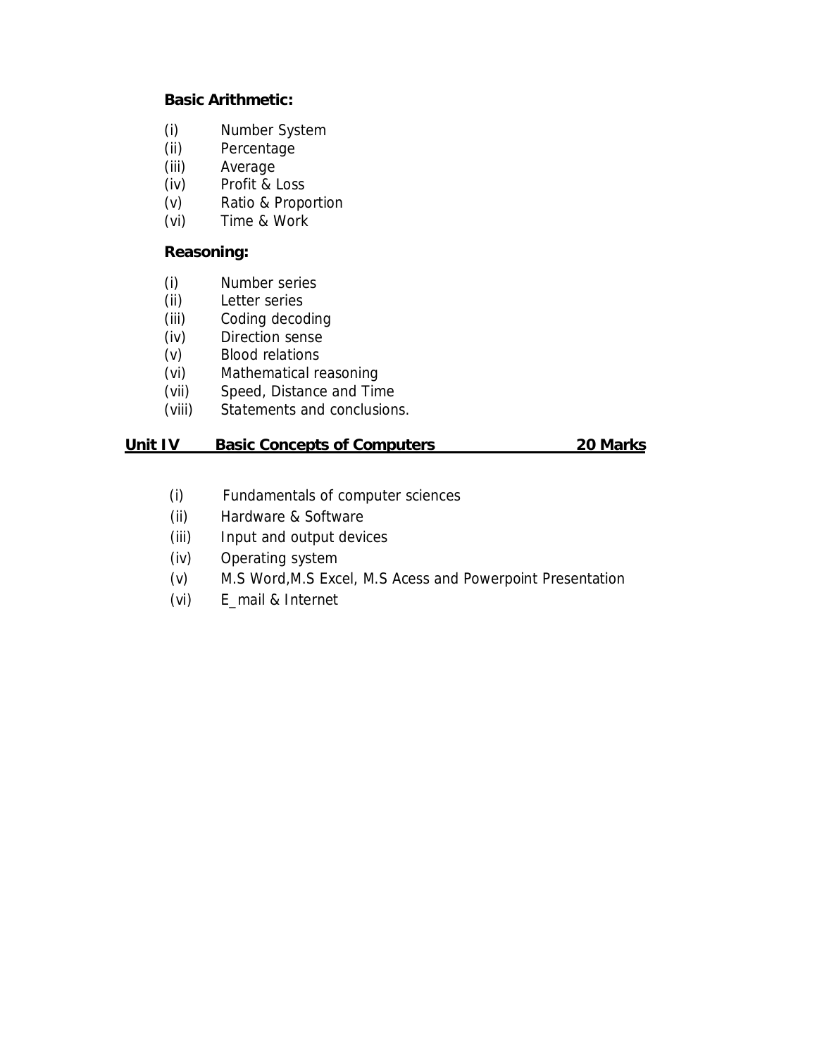**Basic Arithmetic:**

(i) Number System
(ii) Percentage
(iii) Average
(iv) Profit & Loss
(v) Ratio & Proportion
(vi) Time & Work

**Reasoning:**

(i) Number series
(ii) Letter series
(iii) Coding decoding
(iv) Direction sense
(v) Blood relations
(vi) Mathematical reasoning
(vii) Speed, Distance and Time
(viii) Statements and conclusions.

## Unit IV Basic Concepts of Computers 20 Marks

(i) Fundamentals of computer sciences
(ii) Hardware & Software
(iii) Input and output devices
(iv) Operating system
(v) M.S Word,M.S Excel, M.S Acess and Powerpoint Presentation
(vi) E_mail & Internet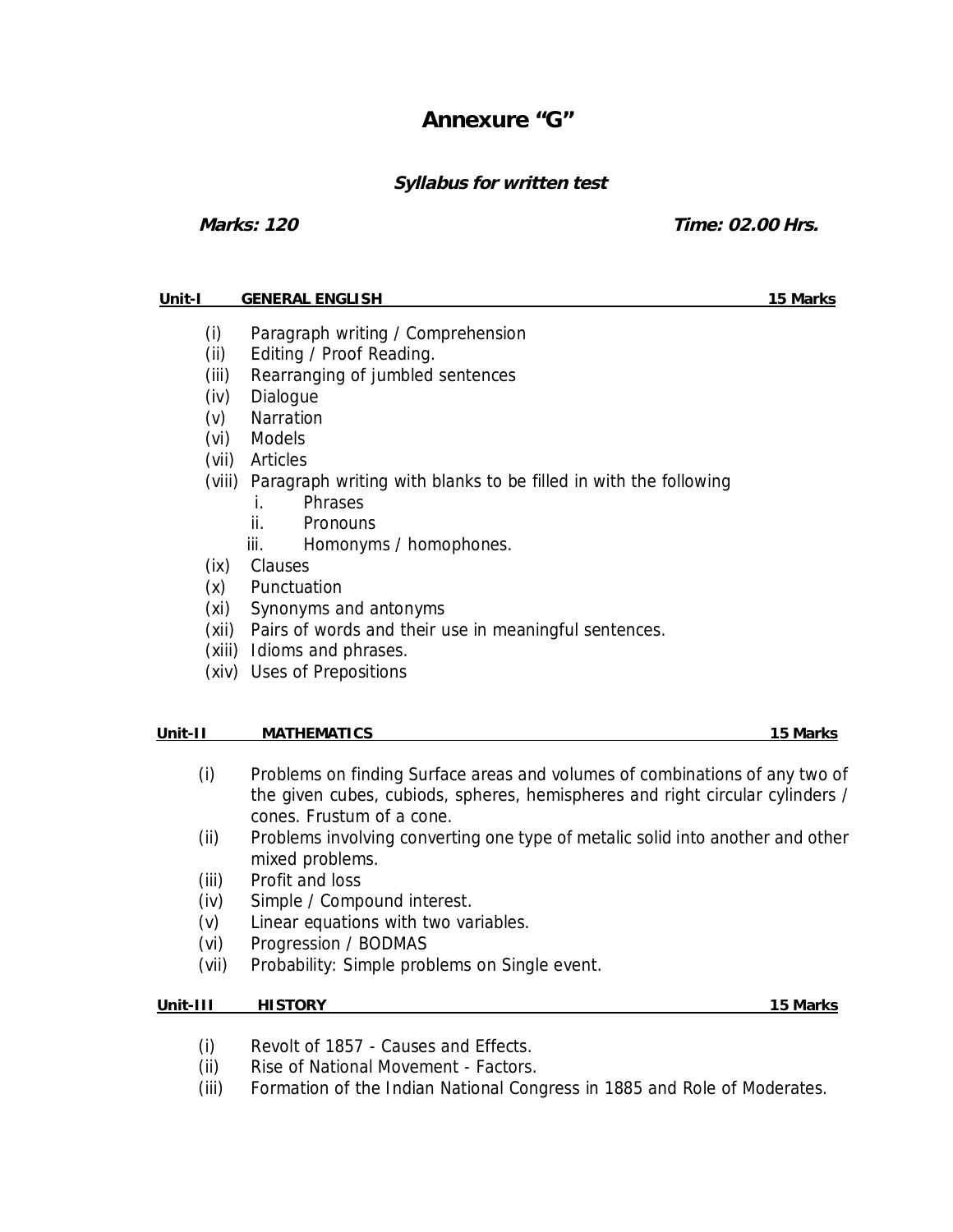# Annexure "G"

## *Syllabus for written test*

***Marks: 120*** ***Time: 02.00 Hrs.***

**Unit-I GENERAL ENGLISH 15 Marks**

- (i) Paragraph writing / Comprehension
- (ii) Editing / Proof Reading.
- (iii) Rearranging of jumbled sentences
- (iv) Dialogue
- (v) Narration
- (vi) Models
- (vii) Articles
- (viii) Paragraph writing with blanks to be filled in with the following
  - i. Phrases
  - ii. Pronouns
  - iii. Homonyms / homophones.
- (ix) Clauses
- (x) Punctuation
- (xi) Synonyms and antonyms
- (xii) Pairs of words and their use in meaningful sentences.
- (xiii) Idioms and phrases.
- (xiv) Uses of Prepositions

**Unit-II MATHEMATICS 15 Marks**

- (i) Problems on finding Surface areas and volumes of combinations of any two of the given cubes, cubiods, spheres, hemispheres and right circular cylinders / cones. Frustum of a cone.
- (ii) Problems involving converting one type of metalic solid into another and other mixed problems.
- (iii) Profit and loss
- (iv) Simple / Compound interest.
- (v) Linear equations with two variables.
- (vi) Progression / BODMAS
- (vii) Probability: Simple problems on Single event.

**Unit-III HISTORY 15 Marks**

- (i) Revolt of 1857 - Causes and Effects.
- (ii) Rise of National Movement - Factors.
- (iii) Formation of the Indian National Congress in 1885 and Role of Moderates.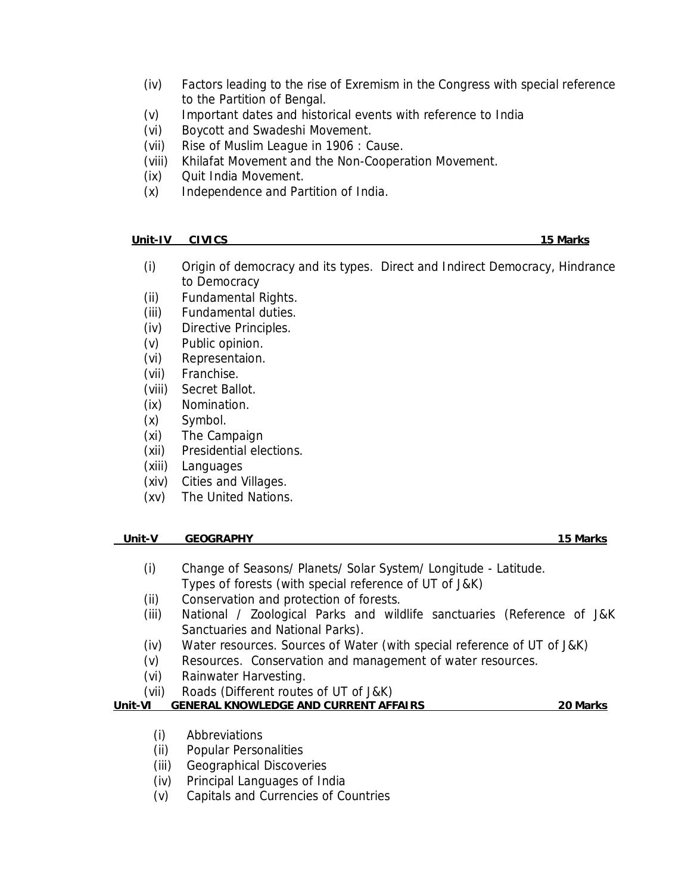(iv) Factors leading to the rise of Exremism in the Congress with special reference to the Partition of Bengal.
(v) Important dates and historical events with reference to India
(vi) Boycott and Swadeshi Movement.
(vii) Rise of Muslim League in 1906 : Cause.
(viii) Khilafat Movement and the Non-Cooperation Movement.
(ix) Quit India Movement.
(x) Independence and Partition of India.

**Unit-IV CIVICS 15 Marks**

(i) Origin of democracy and its types. Direct and Indirect Democracy, Hindrance to Democracy
(ii) Fundamental Rights.
(iii) Fundamental duties.
(iv) Directive Principles.
(v) Public opinion.
(vi) Representaion.
(vii) Franchise.
(viii) Secret Ballot.
(ix) Nomination.
(x) Symbol.
(xi) The Campaign
(xii) Presidential elections.
(xiii) Languages
(xiv) Cities and Villages.
(xv) The United Nations.

**Unit-V GEOGRAPHY 15 Marks**

(i) Change of Seasons/ Planets/ Solar System/ Longitude - Latitude.
Types of forests (with special reference of UT of J&K)
(ii) Conservation and protection of forests.
(iii) National / Zoological Parks and wildlife sanctuaries (Reference of J&K Sanctuaries and National Parks).
(iv) Water resources. Sources of Water (with special reference of UT of J&K)
(v) Resources. Conservation and management of water resources.
(vi) Rainwater Harvesting.
(vii) Roads (Different routes of UT of J&K)

**Unit-VI GENERAL KNOWLEDGE AND CURRENT AFFAIRS 20 Marks**

(i) Abbreviations
(ii) Popular Personalities
(iii) Geographical Discoveries
(iv) Principal Languages of India
(v) Capitals and Currencies of Countries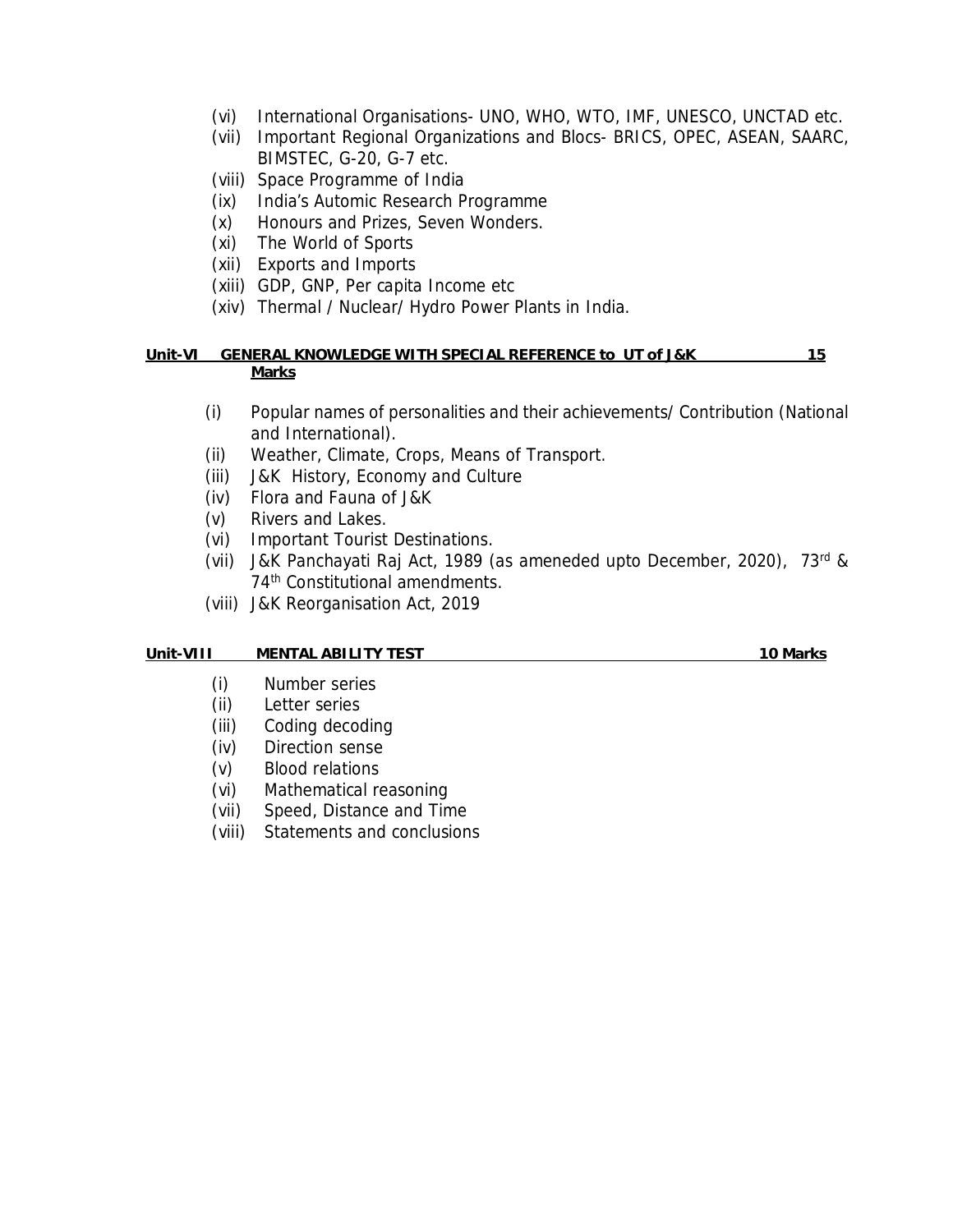(vi) International Organisations- UNO, WHO, WTO, IMF, UNESCO, UNCTAD etc.
(vii) Important Regional Organizations and Blocs- BRICS, OPEC, ASEAN, SAARC, BIMSTEC, G-20, G-7 etc.
(viii) Space Programme of India
(ix) India's Automic Research Programme
(x) Honours and Prizes, Seven Wonders.
(xi) The World of Sports
(xii) Exports and Imports
(xiii) GDP, GNP, Per capita Income etc
(xiv) Thermal / Nuclear/ Hydro Power Plants in India.

**Unit-VI GENERAL KNOWLEDGE WITH SPECIAL REFERENCE to UT of J&K 15 Marks**

(i) Popular names of personalities and their achievements/ Contribution (National and International).
(ii) Weather, Climate, Crops, Means of Transport.
(iii) J&K History, Economy and Culture
(iv) Flora and Fauna of J&K
(v) Rivers and Lakes.
(vi) Important Tourist Destinations.
(vii) J&K Panchayati Raj Act, 1989 (as ameneded upto December, 2020), 73rd & 74th Constitutional amendments.
(viii) J&K Reorganisation Act, 2019

**Unit-VIII MENTAL ABILITY TEST 10 Marks**

(i) Number series
(ii) Letter series
(iii) Coding decoding
(iv) Direction sense
(v) Blood relations
(vi) Mathematical reasoning
(vii) Speed, Distance and Time
(viii) Statements and conclusions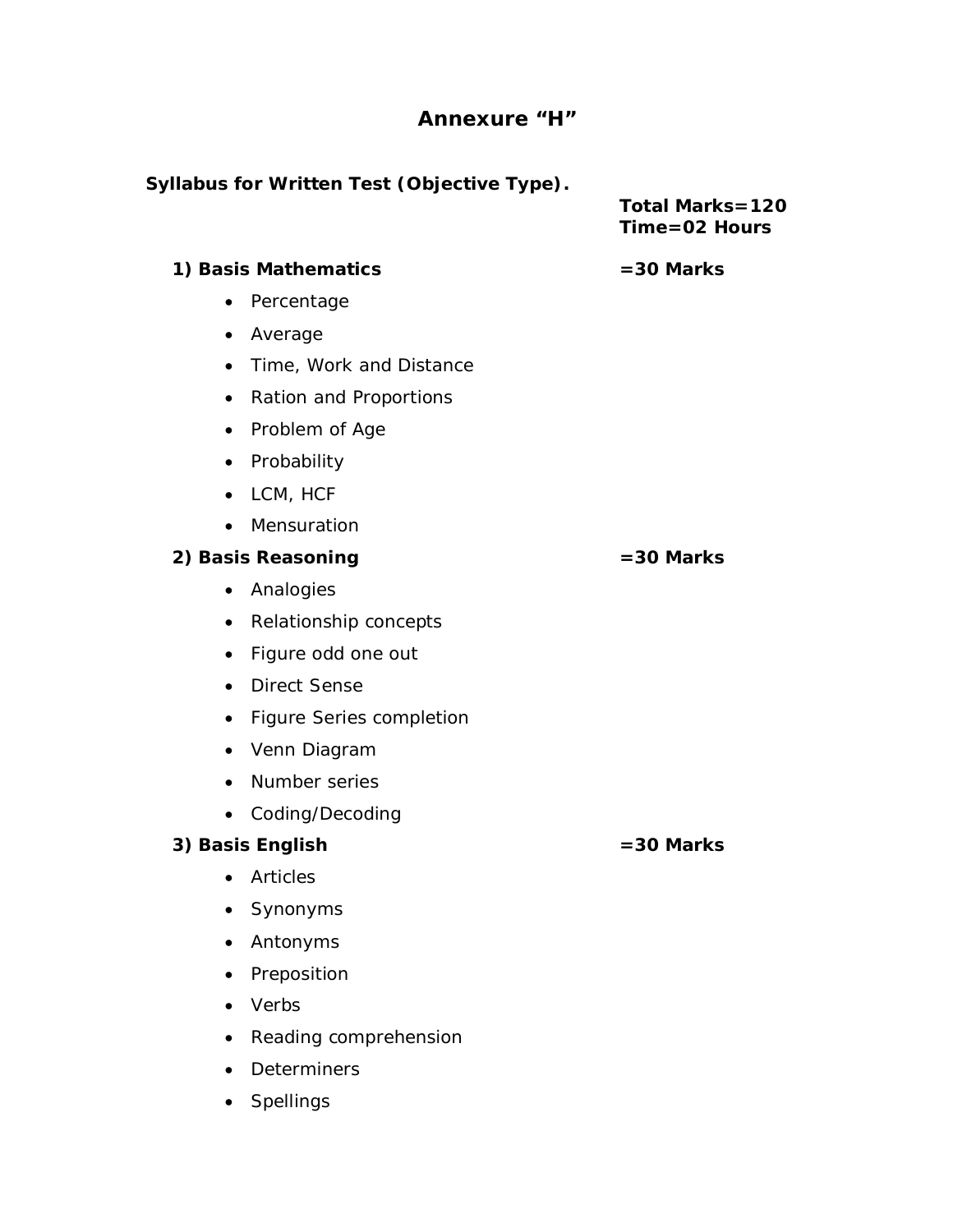# Annexure "H"

**Syllabus for Written Test (Objective Type).**

**Total Marks=120**
**Time=02 Hours**

**1) Basis Mathematics** **=30 Marks**

- Percentage
- Average
- Time, Work and Distance
- Ration and Proportions
- Problem of Age
- Probability
- LCM, HCF
- Mensuration

**2) Basis Reasoning** **=30 Marks**

- Analogies
- Relationship concepts
- Figure odd one out
- Direct Sense
- Figure Series completion
- Venn Diagram
- Number series
- Coding/Decoding

**3) Basis English** **=30 Marks**

- Articles
- Synonyms
- Antonyms
- Preposition
- Verbs
- Reading comprehension
- Determiners
- Spellings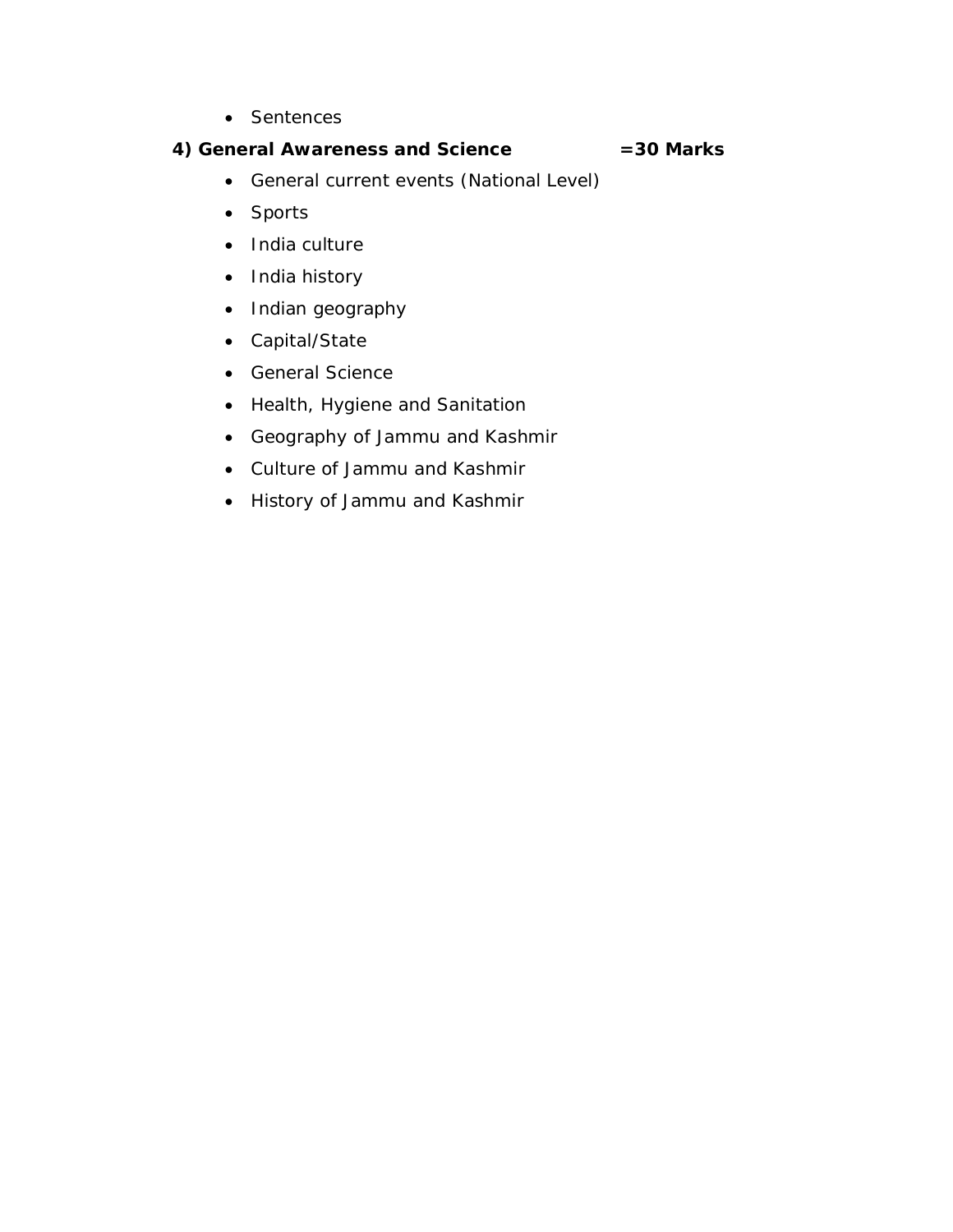- Sentences

**4) General Awareness and Science =30 Marks**

- General current events (National Level)
- Sports
- India culture
- India history
- Indian geography
- Capital/State
- General Science
- Health, Hygiene and Sanitation
- Geography of Jammu and Kashmir
- Culture of Jammu and Kashmir
- History of Jammu and Kashmir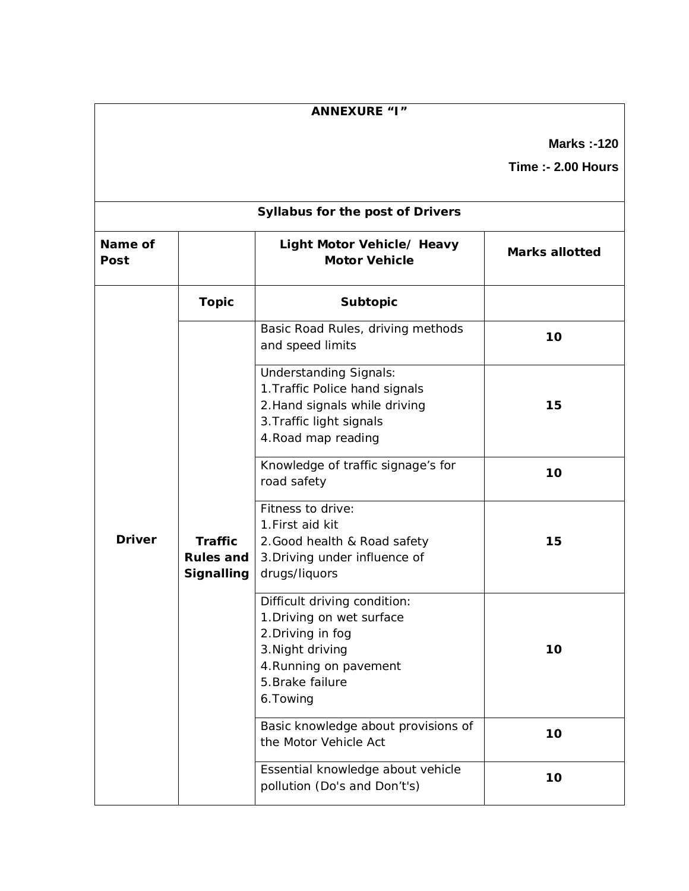**ANNEXURE “I”**

**Marks :-120**

**Time :- 2.00 Hours**

**Syllabus for the post of Drivers**

| Name of Post | | Light Motor Vehicle/ Heavy Motor Vehicle | Marks allotted |
|---|---|---|---|
| | **Topic** | **Subtopic** | |
| **Driver** | **Traffic Rules and Signalling** | Basic Road Rules, driving methods and speed limits | **10** |
| | | Understanding Signals:<br>1.Traffic Police hand signals<br>2.Hand signals while driving<br>3.Traffic light signals<br>4.Road map reading | **15** |
| | | Knowledge of traffic signage’s for road safety | **10** |
| | | Fitness to drive:<br>1.First aid kit<br>2.Good health & Road safety<br>3.Driving under influence of drugs/liquors | **15** |
| | | Difficult driving condition:<br>1.Driving on wet surface<br>2.Driving in fog<br>3.Night driving<br>4.Running on pavement<br>5.Brake failure<br>6.Towing | **10** |
| | | Basic knowledge about provisions of the Motor Vehicle Act | **10** |
| | | Essential knowledge about vehicle pollution (Do's and Don’t's) | **10** |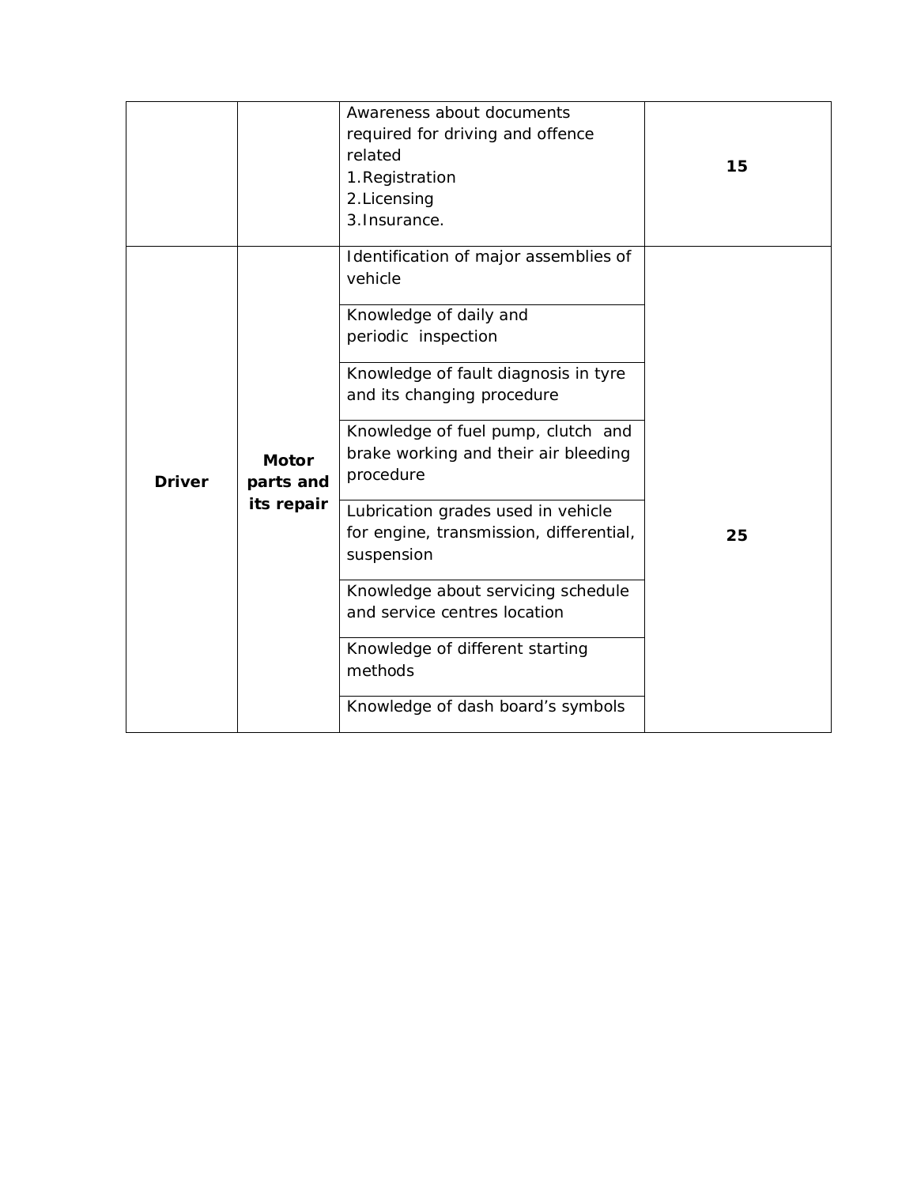| | | | |
|---|---|---|---|
| | | Awareness about documents required for driving and offence related<br>1.Registration<br>2.Licensing<br>3.Insurance. | **15** |
| **Driver** | **Motor parts and its repair** | Identification of major assemblies of vehicle | **25** |
| | | Knowledge of daily and periodic inspection | |
| | | Knowledge of fault diagnosis in tyre and its changing procedure | |
| | | Knowledge of fuel pump, clutch and brake working and their air bleeding procedure | |
| | | Lubrication grades used in vehicle for engine, transmission, differential, suspension | |
| | | Knowledge about servicing schedule and service centres location | |
| | | Knowledge of different starting methods | |
| | | Knowledge of dash board's symbols | |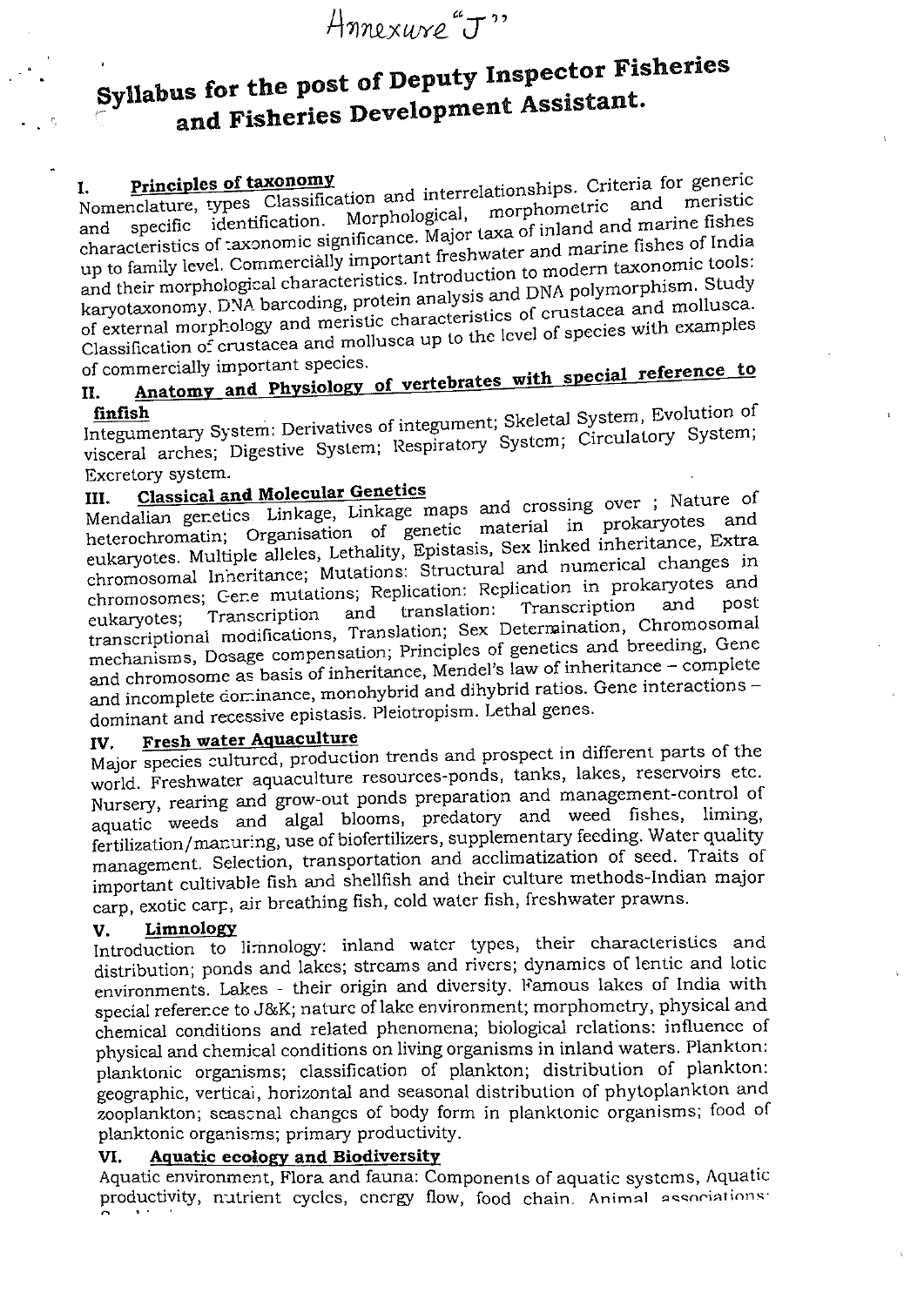Annexure "J"

# Syllabus for the post of Deputy Inspector Fisheries and Fisheries Development Assistant.

## I. Principles of taxonomy

Nomenclature, types Classification and interrelationships. Criteria for generic and specific identification. Morphological, morphometric and meristic characteristics of taxonomic significance. Major taxa of inland and marine fishes up to family level. Commercially important freshwater and marine fishes of India and their morphological characteristics. Introduction to modern taxonomic tools: karyotaxonomy, DNA barcoding, protein analysis and DNA polymorphism. Study of external morphology and meristic characteristics of crustacea and mollusca. Classification of crustacea and mollusca up to the level of species with examples of commercially important species.

## II. Anatomy and Physiology of vertebrates with special reference to finfish

Integumentary System: Derivatives of integument; Skeletal System, Evolution of visceral arches; Digestive System; Respiratory System; Circulatory System; Excretory system.

## III. Classical and Molecular Genetics

Mendalian genetics Linkage, Linkage maps and crossing over ; Nature of heterochromatin; Organisation of genetic material in prokaryotes and eukaryotes. Multiple alleles, Lethality, Epistasis, Sex linked inheritance, Extra chromosomal Inheritance; Mutations: Structural and numerical changes in chromosomes; Gene mutations; Replication: Replication in prokaryotes and eukaryotes; Transcription and translation: Transcription and post transcriptional modifications, Translation; Sex Determination, Chromosomal mechanisms, Dosage compensation; Principles of genetics and breeding, Gene and chromosome as basis of inheritance, Mendel's law of inheritance – complete and incomplete dominance, monohybrid and dihybrid ratios. Gene interactions – dominant and recessive epistasis. Pleiotropism. Lethal genes.

## IV. Fresh water Aquaculture

Major species cultured, production trends and prospect in different parts of the world. Freshwater aquaculture resources-ponds, tanks, lakes, reservoirs etc. Nursery, rearing and grow-out ponds preparation and management-control of aquatic weeds and algal blooms, predatory and weed fishes, liming, fertilization/manuring, use of biofertilizers, supplementary feeding. Water quality management. Selection, transportation and acclimatization of seed. Traits of important cultivable fish and shellfish and their culture methods-Indian major carp, exotic carp, air breathing fish, cold water fish, freshwater prawns.

## V. Limnology

Introduction to limnology: inland water types, their characteristics and distribution; ponds and lakes; streams and rivers; dynamics of lentic and lotic environments. Lakes - their origin and diversity. Famous lakes of India with special reference to J&K; nature of lake environment; morphometry, physical and chemical conditions and related phenomena; biological relations: influence of physical and chemical conditions on living organisms in inland waters. Plankton: planktonic organisms; classification of plankton; distribution of plankton: geographic, vertical, horizontal and seasonal distribution of phytoplankton and zooplankton; seasonal changes of body form in planktonic organisms; food of planktonic organisms; primary productivity.

## VI. Aquatic ecology and Biodiversity

Aquatic environment, Flora and fauna: Components of aquatic systems, Aquatic productivity, nutrient cycles, energy flow, food chain. Animal associations: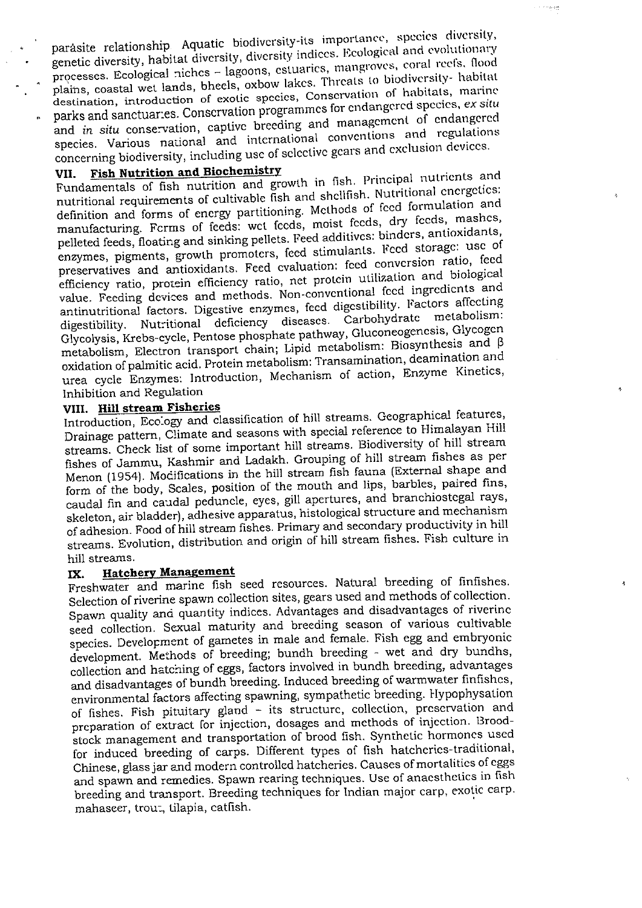parasite relationship. Aquatic biodiversity-its importance, species diversity, genetic diversity, habitat diversity, diversity indices. Ecological and evolutionary processes. Ecological niches – lagoons, estuaries, mangroves, coral reefs, flood plains, coastal wet lands, bheels, oxbow lakes. Threats to biodiversity- habitat destination, introduction of exotic species, Conservation of habitats, marine parks and sanctuaries. Conservation programmes for endangered species, *ex situ* and *in situ* conservation, captive breeding and management of endangered species. Various national and international conventions and regulations concerning biodiversity, including use of selective gears and exclusion devices.

## VII. Fish Nutrition and Biochemistry

Fundamentals of fish nutrition and growth in fish. Principal nutrients and nutritional requirements of cultivable fish and shellfish. Nutritional energetics: definition and forms of energy partitioning. Methods of feed formulation and manufacturing. Forms of feeds: wet feeds, moist feeds, dry feeds, mashes, pelleted feeds, floating and sinking pellets. Feed additives: binders, antioxidants, enzymes, pigments, growth promoters, feed stimulants. Feed storage: use of preservatives and antioxidants. Feed evaluation: feed conversion ratio, feed efficiency ratio, protein efficiency ratio, net protein utilization and biological value. Feeding devices and methods. Non-conventional feed ingredients and antinutritional factors. Digestive enzymes, feed digestibility. Factors affecting digestibility. Nutritional deficiency diseases. Carbohydrate metabolism: Glycolysis, Krebs-cycle, Pentose phosphate pathway, Gluconeogenesis, Glycogen metabolism, Electron transport chain; Lipid metabolism: Biosynthesis and $\beta$ oxidation of palmitic acid. Protein metabolism: Transamination, deamination and urea cycle Enzymes: Introduction, Mechanism of action, Enzyme Kinetics, Inhibition and Regulation

## VIII. Hill stream Fisheries

Introduction, Ecology and classification of hill streams. Geographical features, Drainage pattern, Climate and seasons with special reference to Himalayan Hill streams. Check list of some important hill streams. Biodiversity of hill stream fishes of Jammu, Kashmir and Ladakh. Grouping of hill stream fishes as per Menon (1954). Modifications in the hill stream fish fauna (External shape and form of the body, Scales, position of the mouth and lips, barbles, paired fins, caudal fin and caudal peduncle, eyes, gill apertures, and branchiostegal rays, skeleton, air bladder), adhesive apparatus, histological structure and mechanism of adhesion. Food of hill stream fishes. Primary and secondary productivity in hill streams. Evolution, distribution and origin of hill stream fishes. Fish culture in hill streams.

## IX. Hatchery Management

Freshwater and marine fish seed resources. Natural breeding of finfishes. Selection of riverine spawn collection sites, gears used and methods of collection. Spawn quality and quantity indices. Advantages and disadvantages of riverine seed collection. Sexual maturity and breeding season of various cultivable species. Development of gametes in male and female. Fish egg and embryonic development. Methods of breeding; bundh breeding - wet and dry bundhs, collection and hatching of eggs, factors involved in bundh breeding, advantages and disadvantages of bundh breeding. Induced breeding of warmwater finfishes, environmental factors affecting spawning, sympathetic breeding. Hypophysation of fishes. Fish pituitary gland – its structure, collection, preservation and preparation of extract for injection, dosages and methods of injection. Brood-stock management and transportation of brood fish. Synthetic hormones used for induced breeding of carps. Different types of fish hatcheries-traditional, Chinese, glass jar and modern controlled hatcheries. Causes of mortalities of eggs and spawn and remedies. Spawn rearing techniques. Use of anaesthetics in fish breeding and transport. Breeding techniques for Indian major carp, exotic carp, mahaseer, trout, tilapia, catfish.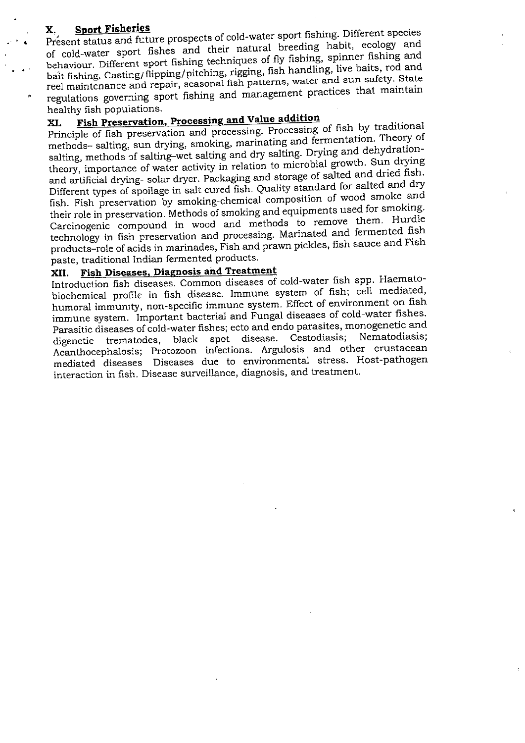## X. Sport Fisheries

Present status and future prospects of cold-water sport fishing. Different species of cold-water sport fishes and their natural breeding habit, ecology and behaviour. Different sport fishing techniques of fly fishing, spinner fishing and bait fishing. Casting/flipping/pitching, rigging, fish handling, live baits, rod and reel maintenance and repair, seasonal fish patterns, water and sun safety. State regulations governing sport fishing and management practices that maintain healthy fish populations.

## XI. Fish Preservation, Processing and Value addition

Principle of fish preservation and processing. Processing of fish by traditional methods– salting, sun drying, smoking, marinating and fermentation. Theory of salting, methods of salting–wet salting and dry salting. Drying and dehydration-theory, importance of water activity in relation to microbial growth. Sun drying and artificial drying- solar dryer. Packaging and storage of salted and dried fish. Different types of spoilage in salt cured fish. Quality standard for salted and dry fish. Fish preservation by smoking-chemical composition of wood smoke and their role in preservation. Methods of smoking and equipments used for smoking. Carcinogenic compound in wood and methods to remove them. Hurdle technology in fish preservation and processing. Marinated and fermented fish products–role of acids in marinades, Fish and prawn pickles, fish sauce and Fish paste, traditional Indian fermented products.

## XII. Fish Diseases, Diagnosis and Treatment

Introduction fish diseases. Common diseases of cold-water fish spp. Haemato-biochemical profile in fish disease. Immune system of fish; cell mediated, humoral immunity, non-specific immune system. Effect of environment on fish immune system. Important bacterial and Fungal diseases of cold-water fishes. Parasitic diseases of cold-water fishes; ecto and endo parasites, monogenetic and digenetic trematodes, black spot disease. Cestodiasis; Nematodiasis; Acanthocephalosis; Protozoon infections. Argulosis and other crustacean mediated diseases Diseases due to environmental stress. Host-pathogen interaction in fish. Disease surveillance, diagnosis, and treatment.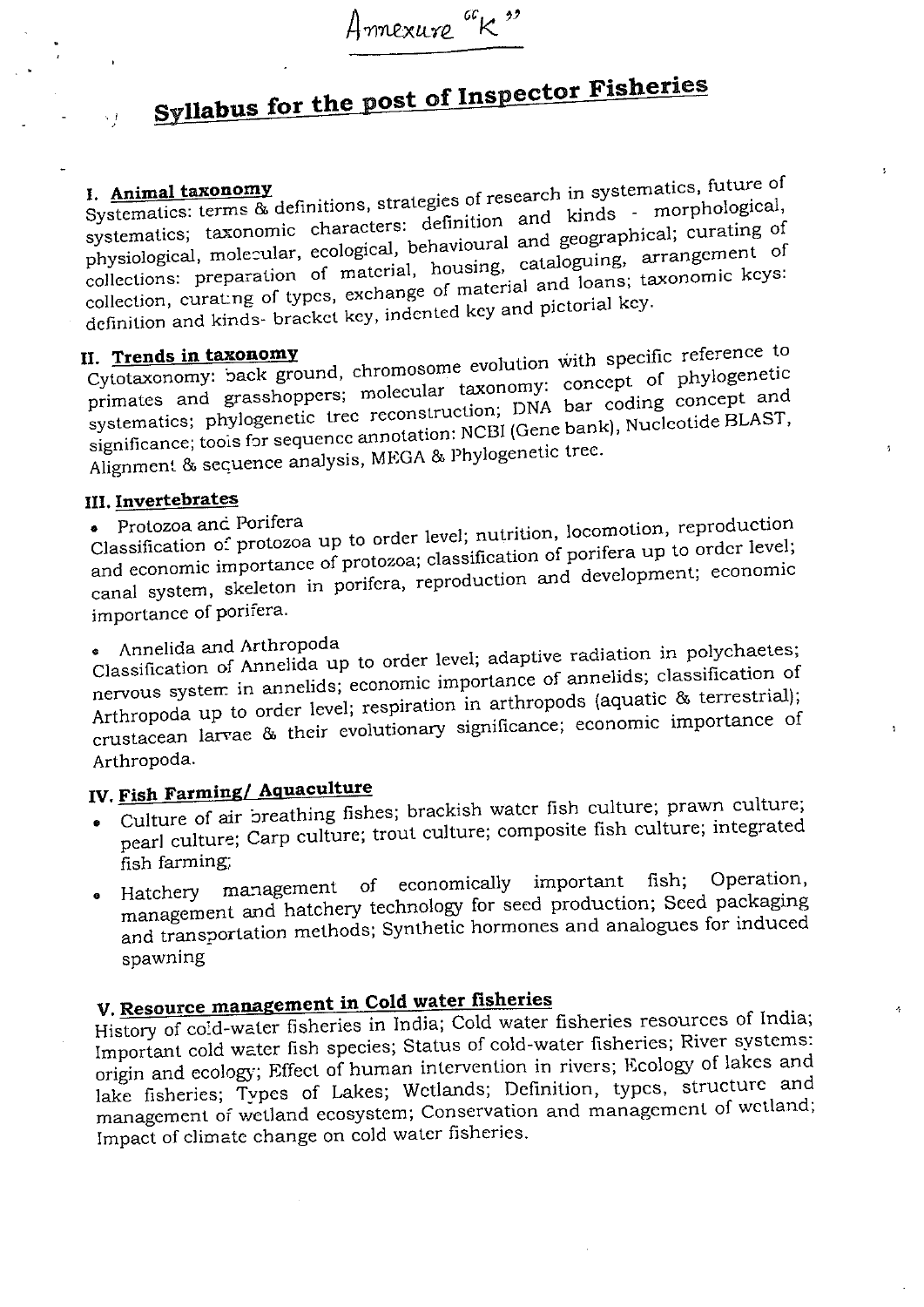Annexure "K"

# Syllabus for the post of Inspector Fisheries

## I. Animal taxonomy

Systematics: terms & definitions, strategies of research in systematics, future of systematics; taxonomic characters: definition and kinds - morphological, physiological, molecular, ecological, behavioural and geographical; curating of collections: preparation of material, housing, cataloguing, arrangement of collection, curating of types, exchange of material and loans; taxonomic keys: definition and kinds- bracket key, indented key and pictorial key.

## II. Trends in taxonomy

Cytotaxonomy: back ground, chromosome evolution with specific reference to primates and grasshoppers; molecular taxonomy: concept of phylogenetic systematics; phylogenetic tree reconstruction; DNA bar coding concept and significance; tools for sequence annotation: NCBI (Gene bank), Nucleotide BLAST, Alignment & sequence analysis, MEGA & Phylogenetic tree.

## III. Invertebrates

- Protozoa and Porifera

Classification of protozoa up to order level; nutrition, locomotion, reproduction and economic importance of protozoa; classification of porifera up to order level; canal system, skeleton in porifera, reproduction and development; economic importance of porifera.

- Annelida and Arthropoda

Classification of Annelida up to order level; adaptive radiation in polychaetes; nervous system in annelids; economic importance of annelids; classification of Arthropoda up to order level; respiration in arthropods (aquatic & terrestrial); crustacean larvae & their evolutionary significance; economic importance of Arthropoda.

## IV. Fish Farming/ Aquaculture

- Culture of air breathing fishes; brackish water fish culture; prawn culture; pearl culture; Carp culture; trout culture; composite fish culture; integrated fish farming;
- Hatchery management of economically important fish; Operation, management and hatchery technology for seed production; Seed packaging and transportation methods; Synthetic hormones and analogues for induced spawning

## V. Resource management in Cold water fisheries

History of cold-water fisheries in India; Cold water fisheries resources of India; Important cold water fish species; Status of cold-water fisheries; River systems: origin and ecology; Effect of human intervention in rivers; Ecology of lakes and lake fisheries; Types of Lakes; Wetlands; Definition, types, structure and management of wetland ecosystem; Conservation and management of wetland; Impact of climate change on cold water fisheries.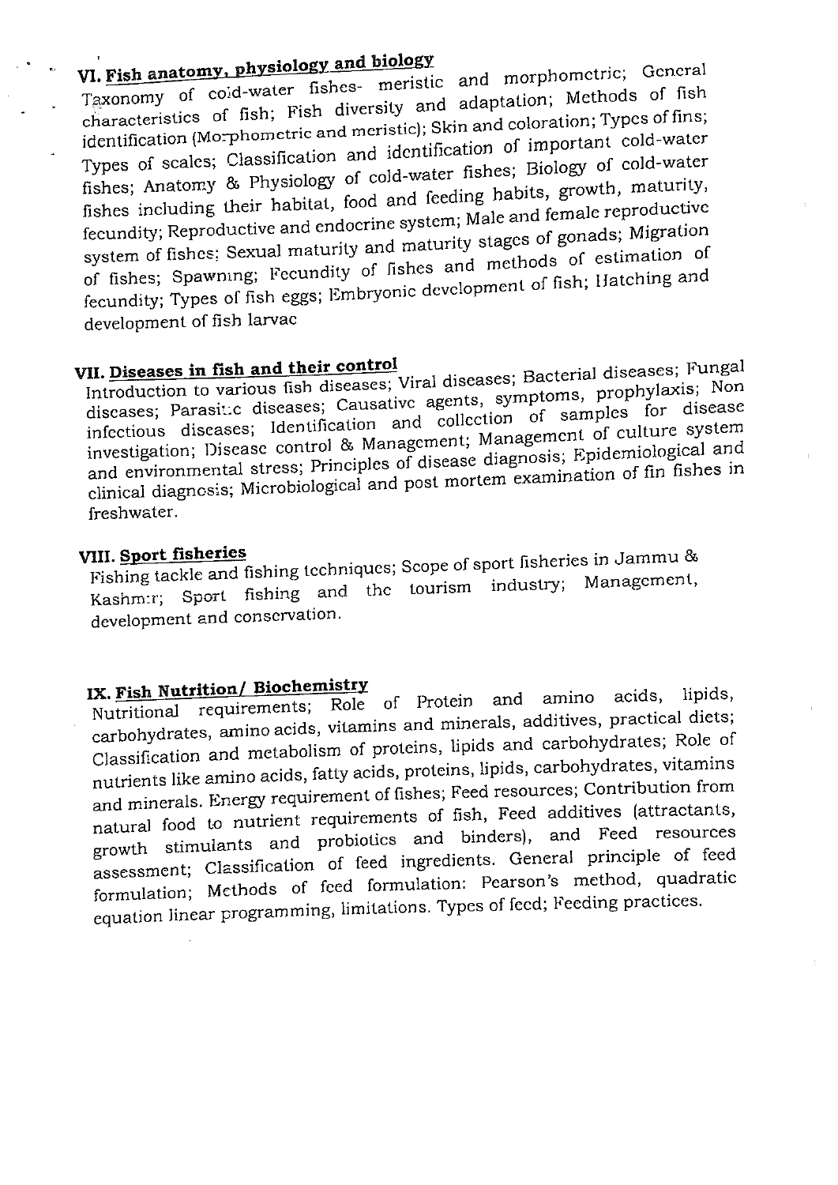## VI. Fish anatomy, physiology and biology

Taxonomy of cold-water fishes- meristic and morphometric; General characteristics of fish; Fish diversity and adaptation; Methods of fish identification (Morphometric and meristic); Skin and coloration; Types of fins; Types of scales; Classification and identification of important cold-water fishes; Anatomy & Physiology of cold-water fishes; Biology of cold-water fishes including their habitat, food and feeding habits, growth, maturity, fecundity; Reproductive and endocrine system; Male and female reproductive system of fishes; Sexual maturity and maturity stages of gonads; Migration of fishes; Spawning; Fecundity of fishes and methods of estimation of fecundity; Types of fish eggs; Embryonic development of fish; Hatching and development of fish larvae

## VII. Diseases in fish and their control

Introduction to various fish diseases; Viral diseases; Bacterial diseases; Fungal diseases; Parasitic diseases; Causative agents, symptoms, prophylaxis; Non infectious diseases; Identification and collection of samples for disease investigation; Disease control & Management; Management of culture system and environmental stress; Principles of disease diagnosis; Epidemiological and clinical diagnosis; Microbiological and post mortem examination of fin fishes in freshwater.

## VIII. Sport fisheries

Fishing tackle and fishing techniques; Scope of sport fisheries in Jammu & Kashmir; Sport fishing and the tourism industry; Management, development and conservation.

## IX. Fish Nutrition/ Biochemistry

Nutritional requirements; Role of Protein and amino acids, lipids, carbohydrates, amino acids, vitamins and minerals, additives, practical diets; Classification and metabolism of proteins, lipids and carbohydrates; Role of nutrients like amino acids, fatty acids, proteins, lipids, carbohydrates, vitamins and minerals. Energy requirement of fishes; Feed resources; Contribution from natural food to nutrient requirements of fish, Feed additives (attractants, growth stimulants and probiotics and binders), and Feed resources assessment; Classification of feed ingredients. General principle of feed formulation; Methods of feed formulation: Pearson's method, quadratic equation linear programming, limitations. Types of feed; Feeding practices.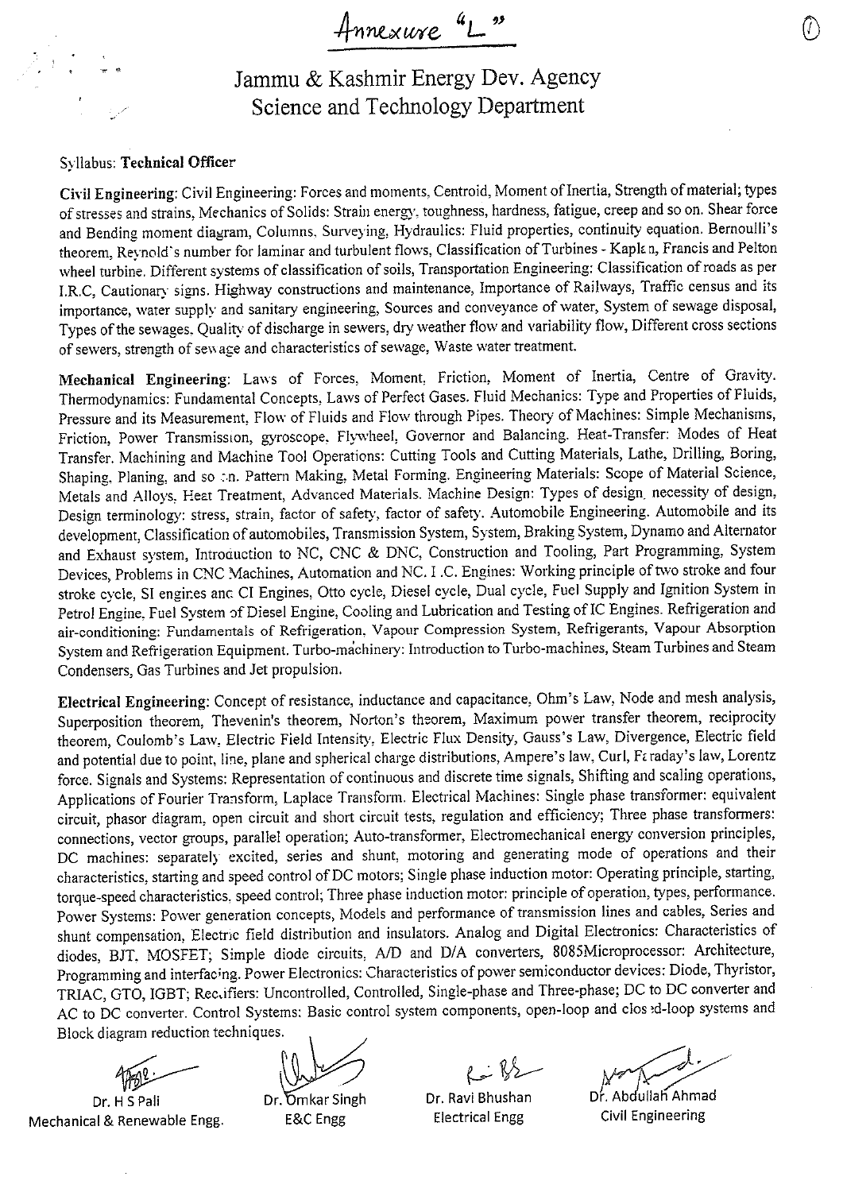# Annexure "L"

## Jammu & Kashmir Energy Dev. Agency
## Science and Technology Department

Syllabus: **Technical Officer**

**Civil Engineering**: Civil Engineering: Forces and moments, Centroid, Moment of Inertia, Strength of material; types of stresses and strains, Mechanics of Solids: Strain energy, toughness, hardness, fatigue, creep and so on. Shear force and Bending moment diagram, Columns, Surveying, Hydraulics: Fluid properties, continuity equation. Bernoulli's theorem, Reynold's number for laminar and turbulent flows, Classification of Turbines - Kaplan, Francis and Pelton wheel turbine. Different systems of classification of soils, Transportation Engineering: Classification of roads as per I.R.C, Cautionary signs. Highway constructions and maintenance, Importance of Railways, Traffic census and its importance, water supply and sanitary engineering, Sources and conveyance of water, System of sewage disposal, Types of the sewages, Quality of discharge in sewers, dry weather flow and variability flow, Different cross sections of sewers, strength of sewage and characteristics of sewage, Waste water treatment.

**Mechanical Engineering**: Laws of Forces, Moment, Friction, Moment of Inertia, Centre of Gravity. Thermodynamics: Fundamental Concepts, Laws of Perfect Gases. Fluid Mechanics: Type and Properties of Fluids, Pressure and its Measurement, Flow of Fluids and Flow through Pipes. Theory of Machines: Simple Mechanisms, Friction, Power Transmission, gyroscope, Flywheel, Governor and Balancing. Heat-Transfer: Modes of Heat Transfer. Machining and Machine Tool Operations: Cutting Tools and Cutting Materials, Lathe, Drilling, Boring, Shaping, Planing, and so on. Pattern Making, Metal Forming. Engineering Materials: Scope of Material Science, Metals and Alloys, Heat Treatment, Advanced Materials. Machine Design: Types of design, necessity of design, Design terminology: stress, strain, factor of safety, factor of safety. Automobile Engineering. Automobile and its development, Classification of automobiles, Transmission System, System, Braking System, Dynamo and Alternator and Exhaust system, Introduction to NC, CNC & DNC, Construction and Tooling, Part Programming, System Devices, Problems in CNC Machines, Automation and NC. I .C. Engines: Working principle of two stroke and four stroke cycle, SI engines and CI Engines, Otto cycle, Diesel cycle, Dual cycle, Fuel Supply and Ignition System in Petrol Engine, Fuel System of Diesel Engine, Cooling and Lubrication and Testing of IC Engines. Refrigeration and air-conditioning: Fundamentals of Refrigeration, Vapour Compression System, Refrigerants, Vapour Absorption System and Refrigeration Equipment. Turbo-machinery: Introduction to Turbo-machines, Steam Turbines and Steam Condensers, Gas Turbines and Jet propulsion.

**Electrical Engineering**: Concept of resistance, inductance and capacitance, Ohm's Law, Node and mesh analysis, Superposition theorem, Thevenin's theorem, Norton's theorem, Maximum power transfer theorem, reciprocity theorem, Coulomb's Law, Electric Field Intensity, Electric Flux Density, Gauss's Law, Divergence, Electric field and potential due to point, line, plane and spherical charge distributions, Ampere's law, Curl, Faraday's law, Lorentz force. Signals and Systems: Representation of continuous and discrete time signals, Shifting and scaling operations, Applications of Fourier Transform, Laplace Transform. Electrical Machines: Single phase transformer: equivalent circuit, phasor diagram, open circuit and short circuit tests, regulation and efficiency; Three phase transformers: connections, vector groups, parallel operation; Auto-transformer, Electromechanical energy conversion principles, DC machines: separately excited, series and shunt, motoring and generating mode of operations and their characteristics, starting and speed control of DC motors; Single phase induction motor: Operating principle, starting, torque-speed characteristics, speed control; Three phase induction motor: principle of operation, types, performance. Power Systems: Power generation concepts, Models and performance of transmission lines and cables, Series and shunt compensation, Electric field distribution and insulators. Analog and Digital Electronics: Characteristics of diodes, BJT, MOSFET; Simple diode circuits, A/D and D/A converters, 8085Microprocessor: Architecture, Programming and interfacing. Power Electronics: Characteristics of power semiconductor devices: Diode, Thyristor, TRIAC, GTO, IGBT; Rectifiers: Uncontrolled, Controlled, Single-phase and Three-phase; DC to DC converter and AC to DC converter. Control Systems: Basic control system components, open-loop and closed-loop systems and Block diagram reduction techniques.

| Dr. H S Pali | Dr. Omkar Singh | Dr. Ravi Bhushan | Dr. Abdullah Ahmad |
|---|---|---|---|
| Mechanical & Renewable Engg. | E&C Engg | Electrical Engg | Civil Engineering |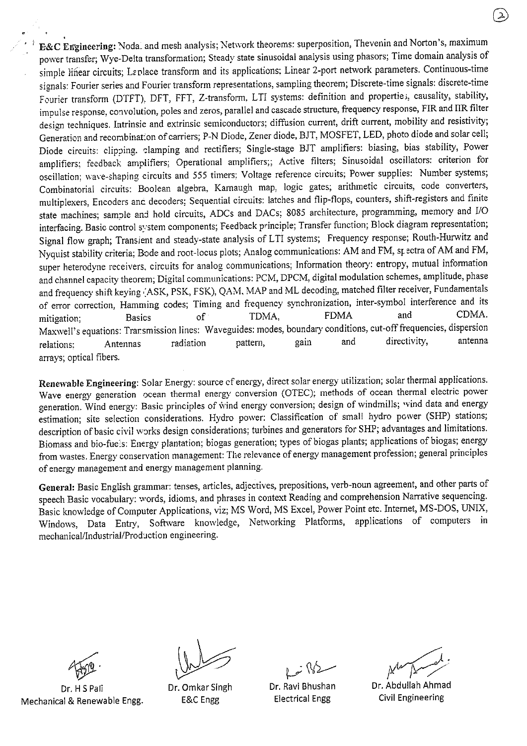**E&C Engineering:** Nodal and mesh analysis; Network theorems: superposition, Thevenin and Norton's, maximum power transfer; Wye-Delta transformation; Steady state sinusoidal analysis using phasors; Time domain analysis of simple linear circuits; Laplace transform and its applications; Linear 2-port network parameters. Continuous-time signals: Fourier series and Fourier transform representations, sampling theorem; Discrete-time signals: discrete-time Fourier transform (DTFT), DFT, FFT, Z-transform, LTI systems: definition and properties, causality, stability, impulse response, convolution, poles and zeros, parallel and cascade structure, frequency response, FIR and IIR filter design techniques. Intrinsic and extrinsic semiconductors; diffusion current, drift current, mobility and resistivity; Generation and recombination of carriers; P-N Diode, Zener diode, BJT, MOSFET, LED, photo diode and solar cell; Diode circuits: clipping, clamping and rectifiers; Single-stage BJT amplifiers: biasing, bias stability, Power amplifiers; feedback amplifiers; Operational amplifiers;; Active filters; Sinusoidal oscillators: criterion for oscillation; wave-shaping circuits and 555 timers; Voltage reference circuits; Power supplies: Number systems; Combinatorial circuits: Boolean algebra, Karnaugh map, logic gates; arithmetic circuits, code converters, multiplexers, Encoders and decoders; Sequential circuits: latches and flip-flops, counters, shift-registers and finite state machines; sample and hold circuits, ADCs and DACs; 8085 architecture, programming, memory and I/O interfacing. Basic control system components; Feedback principle; Transfer function; Block diagram representation; Signal flow graph; Transient and steady-state analysis of LTI systems; Frequency response; Routh-Hurwitz and Nyquist stability criteria; Bode and root-locus plots; Analog communications: AM and FM, spectra of AM and FM, super heterodyne receivers, circuits for analog communications; Information theory: entropy, mutual information and channel capacity theorem; Digital communications: PCM, DPCM, digital modulation schemes, amplitude, phase and frequency shift keying (ASK, PSK, FSK), QAM, MAP and ML decoding, matched filter receiver, Fundamentals of error correction, Hamming codes; Timing and frequency synchronization, inter-symbol interference and its mitigation; Basics of TDMA, FDMA and CDMA. Maxwell's equations: Transmission lines: Waveguides: modes, boundary conditions, cut-off frequencies, dispersion relations: Antennas radiation pattern, gain and directivity, antenna arrays; optical fibers.

**Renewable Engineering**: Solar Energy: source of energy, direct solar energy utilization; solar thermal applications. Wave energy generation ocean thermal energy conversion (OTEC); methods of ocean thermal electric power generation. Wind energy: Basic principles of wind energy conversion; design of windmills; wind data and energy estimation; site selection considerations. Hydro power: Classification of small hydro power (SHP) stations; description of basic civil works design considerations; turbines and generators for SHP; advantages and limitations. Biomass and bio-fuels: Energy plantation; biogas generation; types of biogas plants; applications of biogas; energy from wastes. Energy conservation management: The relevance of energy management profession; general principles of energy management and energy management planning.

**General:** Basic English grammar: tenses, articles, adjectives, prepositions, verb-noun agreement, and other parts of speech Basic vocabulary: words, idioms, and phrases in context Reading and comprehension Narrative sequencing. Basic knowledge of Computer Applications, viz; MS Word, MS Excel, Power Point etc. Internet, MS-DOS, UNIX, Windows, Data Entry, Software knowledge, Networking Platforms, applications of computers in mechanical/Industrial/Production engineering.

| | | | |
|---|---|---|---|
| Dr. H S Pali | Dr. Omkar Singh | Dr. Ravi Bhushan | Dr. Abdullah Ahmad |
| Mechanical & Renewable Engg. | E&C Engg | Electrical Engg | Civil Engineering |